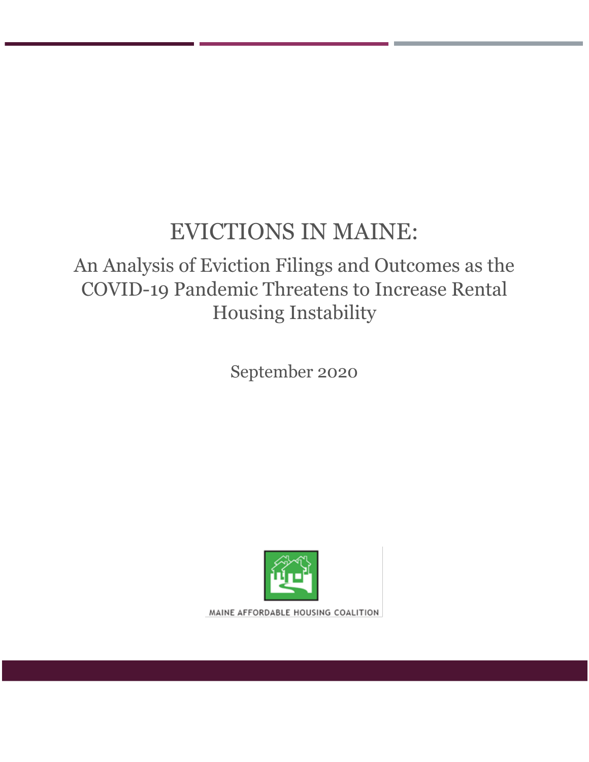# EVICTIONS IN MAINE:

## An Analysis of Eviction Filings and Outcomes as the COVID-19 Pandemic Threatens to Increase Rental Housing Instability

September 2020

MAINE AFFORDABLE HOUSING COALITION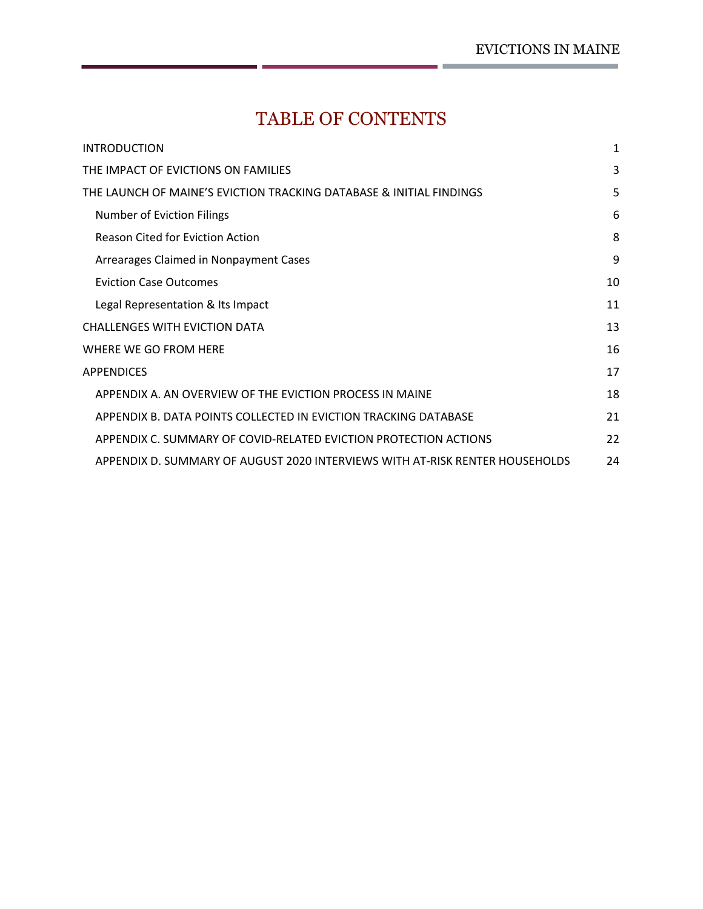# TABLE OF CONTENTS

| | |
|---|---|
| INTRODUCTION | 1 |
| THE IMPACT OF EVICTIONS ON FAMILIES | 3 |
| THE LAUNCH OF MAINE'S EVICTION TRACKING DATABASE & INITIAL FINDINGS | 5 |
| Number of Eviction Filings | 6 |
| Reason Cited for Eviction Action | 8 |
| Arrearages Claimed in Nonpayment Cases | 9 |
| Eviction Case Outcomes | 10 |
| Legal Representation & Its Impact | 11 |
| CHALLENGES WITH EVICTION DATA | 13 |
| WHERE WE GO FROM HERE | 16 |
| APPENDICES | 17 |
| APPENDIX A. AN OVERVIEW OF THE EVICTION PROCESS IN MAINE | 18 |
| APPENDIX B. DATA POINTS COLLECTED IN EVICTION TRACKING DATABASE | 21 |
| APPENDIX C. SUMMARY OF COVID-RELATED EVICTION PROTECTION ACTIONS | 22 |
| APPENDIX D. SUMMARY OF AUGUST 2020 INTERVIEWS WITH AT-RISK RENTER HOUSEHOLDS | 24 |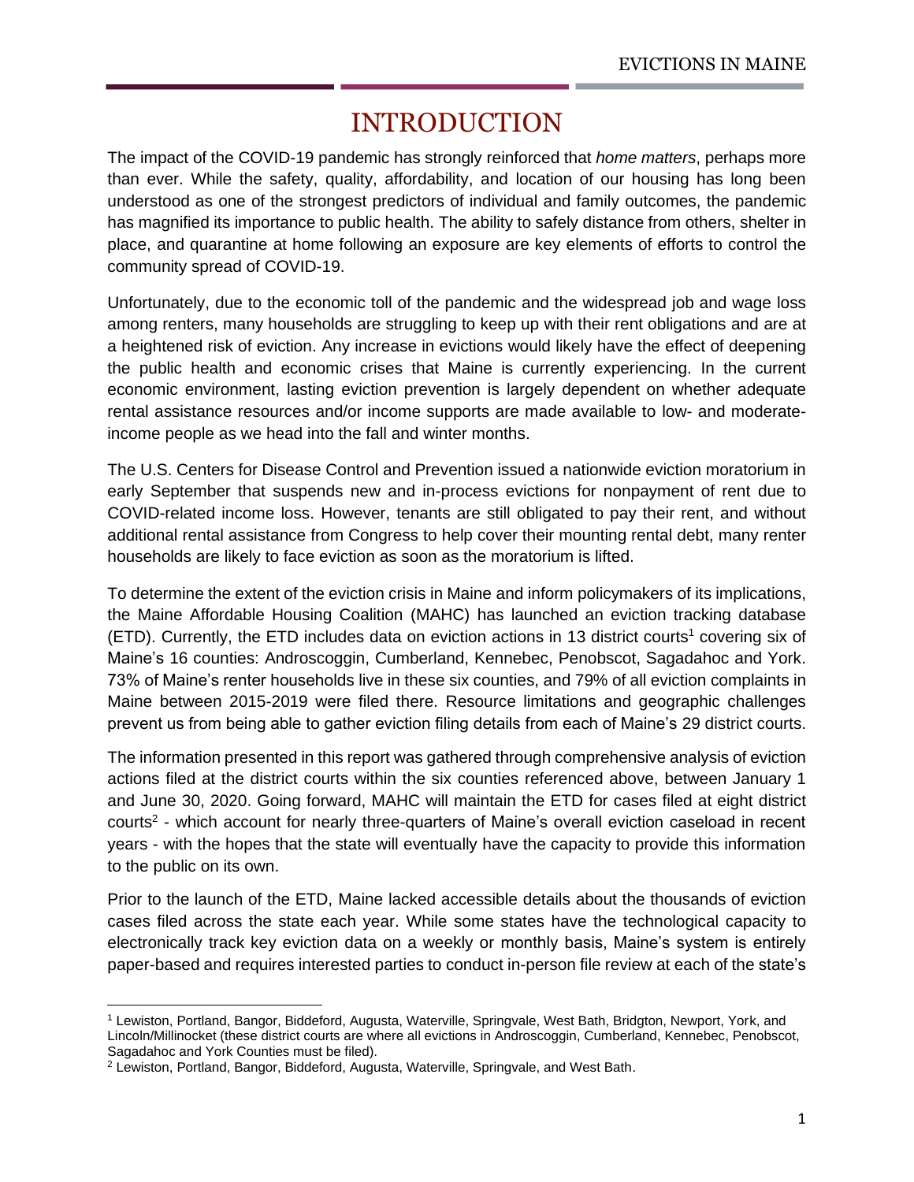# INTRODUCTION

The impact of the COVID-19 pandemic has strongly reinforced that *home matters*, perhaps more than ever. While the safety, quality, affordability, and location of our housing has long been understood as one of the strongest predictors of individual and family outcomes, the pandemic has magnified its importance to public health. The ability to safely distance from others, shelter in place, and quarantine at home following an exposure are key elements of efforts to control the community spread of COVID-19.

Unfortunately, due to the economic toll of the pandemic and the widespread job and wage loss among renters, many households are struggling to keep up with their rent obligations and are at a heightened risk of eviction. Any increase in evictions would likely have the effect of deepening the public health and economic crises that Maine is currently experiencing. In the current economic environment, lasting eviction prevention is largely dependent on whether adequate rental assistance resources and/or income supports are made available to low- and moderate-income people as we head into the fall and winter months.

The U.S. Centers for Disease Control and Prevention issued a nationwide eviction moratorium in early September that suspends new and in-process evictions for nonpayment of rent due to COVID-related income loss. However, tenants are still obligated to pay their rent, and without additional rental assistance from Congress to help cover their mounting rental debt, many renter households are likely to face eviction as soon as the moratorium is lifted.

To determine the extent of the eviction crisis in Maine and inform policymakers of its implications, the Maine Affordable Housing Coalition (MAHC) has launched an eviction tracking database (ETD). Currently, the ETD includes data on eviction actions in 13 district courts[1] covering six of Maine's 16 counties: Androscoggin, Cumberland, Kennebec, Penobscot, Sagadahoc and York. 73% of Maine's renter households live in these six counties, and 79% of all eviction complaints in Maine between 2015-2019 were filed there. Resource limitations and geographic challenges prevent us from being able to gather eviction filing details from each of Maine's 29 district courts.

The information presented in this report was gathered through comprehensive analysis of eviction actions filed at the district courts within the six counties referenced above, between January 1 and June 30, 2020. Going forward, MAHC will maintain the ETD for cases filed at eight district courts[2] - which account for nearly three-quarters of Maine's overall eviction caseload in recent years - with the hopes that the state will eventually have the capacity to provide this information to the public on its own.

Prior to the launch of the ETD, Maine lacked accessible details about the thousands of eviction cases filed across the state each year. While some states have the technological capacity to electronically track key eviction data on a weekly or monthly basis, Maine's system is entirely paper-based and requires interested parties to conduct in-person file review at each of the state's

[1] Lewiston, Portland, Bangor, Biddeford, Augusta, Waterville, Springvale, West Bath, Bridgton, Newport, York, and Lincoln/Millinocket (these district courts are where all evictions in Androscoggin, Cumberland, Kennebec, Penobscot, Sagadahoc and York Counties must be filed).

[2] Lewiston, Portland, Bangor, Biddeford, Augusta, Waterville, Springvale, and West Bath.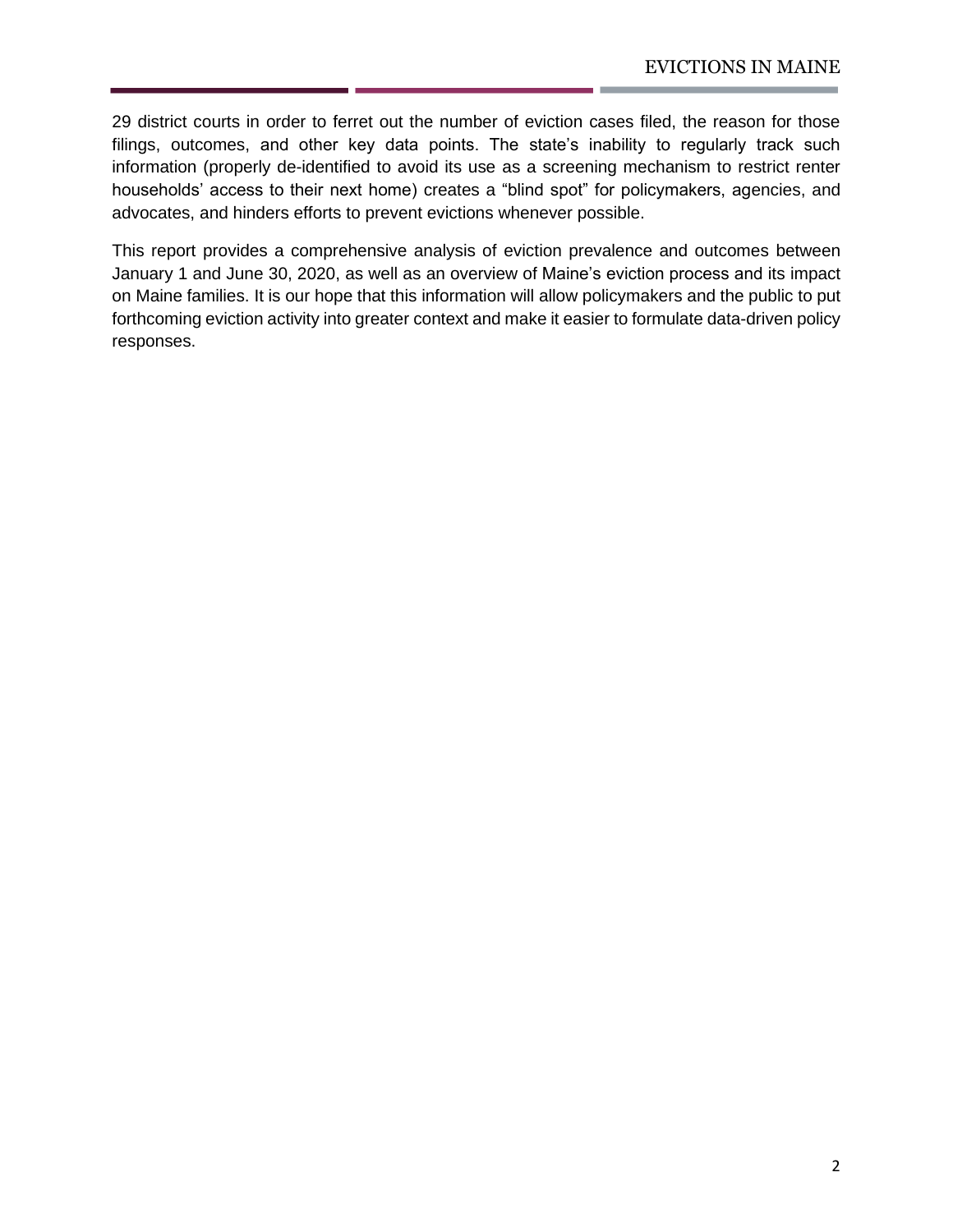29 district courts in order to ferret out the number of eviction cases filed, the reason for those filings, outcomes, and other key data points. The state's inability to regularly track such information (properly de-identified to avoid its use as a screening mechanism to restrict renter households' access to their next home) creates a "blind spot" for policymakers, agencies, and advocates, and hinders efforts to prevent evictions whenever possible.

This report provides a comprehensive analysis of eviction prevalence and outcomes between January 1 and June 30, 2020, as well as an overview of Maine's eviction process and its impact on Maine families. It is our hope that this information will allow policymakers and the public to put forthcoming eviction activity into greater context and make it easier to formulate data-driven policy responses.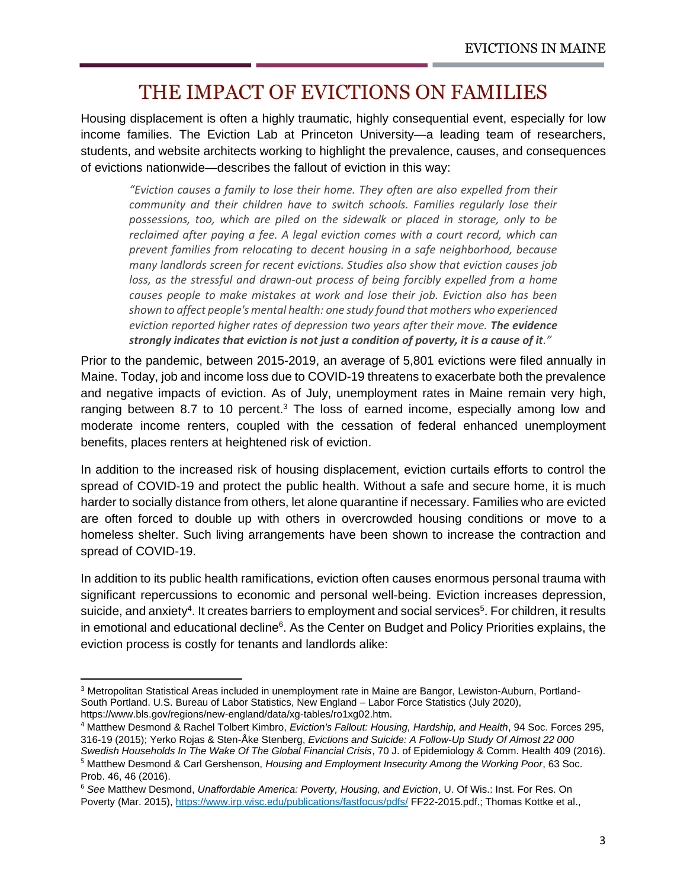# THE IMPACT OF EVICTIONS ON FAMILIES

Housing displacement is often a highly traumatic, highly consequential event, especially for low income families. The Eviction Lab at Princeton University—a leading team of researchers, students, and website architects working to highlight the prevalence, causes, and consequences of evictions nationwide—describes the fallout of eviction in this way:

> *"Eviction causes a family to lose their home. They often are also expelled from their community and their children have to switch schools. Families regularly lose their possessions, too, which are piled on the sidewalk or placed in storage, only to be reclaimed after paying a fee. A legal eviction comes with a court record, which can prevent families from relocating to decent housing in a safe neighborhood, because many landlords screen for recent evictions. Studies also show that eviction causes job loss, as the stressful and drawn-out process of being forcibly expelled from a home causes people to make mistakes at work and lose their job. Eviction also has been shown to affect people's mental health: one study found that mothers who experienced eviction reported higher rates of depression two years after their move.* ***The evidence strongly indicates that eviction is not just a condition of poverty, it is a cause of it****."*

Prior to the pandemic, between 2015-2019, an average of 5,801 evictions were filed annually in Maine. Today, job and income loss due to COVID-19 threatens to exacerbate both the prevalence and negative impacts of eviction. As of July, unemployment rates in Maine remain very high, ranging between 8.7 to 10 percent.[3] The loss of earned income, especially among low and moderate income renters, coupled with the cessation of federal enhanced unemployment benefits, places renters at heightened risk of eviction.

In addition to the increased risk of housing displacement, eviction curtails efforts to control the spread of COVID-19 and protect the public health. Without a safe and secure home, it is much harder to socially distance from others, let alone quarantine if necessary. Families who are evicted are often forced to double up with others in overcrowded housing conditions or move to a homeless shelter. Such living arrangements have been shown to increase the contraction and spread of COVID-19.

In addition to its public health ramifications, eviction often causes enormous personal trauma with significant repercussions to economic and personal well-being. Eviction increases depression, suicide, and anxiety[4]. It creates barriers to employment and social services[5]. For children, it results in emotional and educational decline[6]. As the Center on Budget and Policy Priorities explains, the eviction process is costly for tenants and landlords alike:

---

[3] Metropolitan Statistical Areas included in unemployment rate in Maine are Bangor, Lewiston-Auburn, Portland-South Portland. U.S. Bureau of Labor Statistics, New England – Labor Force Statistics (July 2020), https://www.bls.gov/regions/new-england/data/xg-tables/ro1xg02.htm.

[4] Matthew Desmond & Rachel Tolbert Kimbro, *Eviction's Fallout: Housing, Hardship, and Health*, 94 Soc. Forces 295, 316-19 (2015); Yerko Rojas & Sten-Åke Stenberg, *Evictions and Suicide: A Follow-Up Study Of Almost 22 000 Swedish Households In The Wake Of The Global Financial Crisis*, 70 J. of Epidemiology & Comm. Health 409 (2016).

[5] Matthew Desmond & Carl Gershenson, *Housing and Employment Insecurity Among the Working Poor*, 63 Soc. Prob. 46, 46 (2016).

[6] *See* Matthew Desmond, *Unaffordable America: Poverty, Housing, and Eviction*, U. Of Wis.: Inst. For Res. On Poverty (Mar. 2015), https://www.irp.wisc.edu/publications/fastfocus/pdfs/ FF22-2015.pdf.; Thomas Kottke et al.,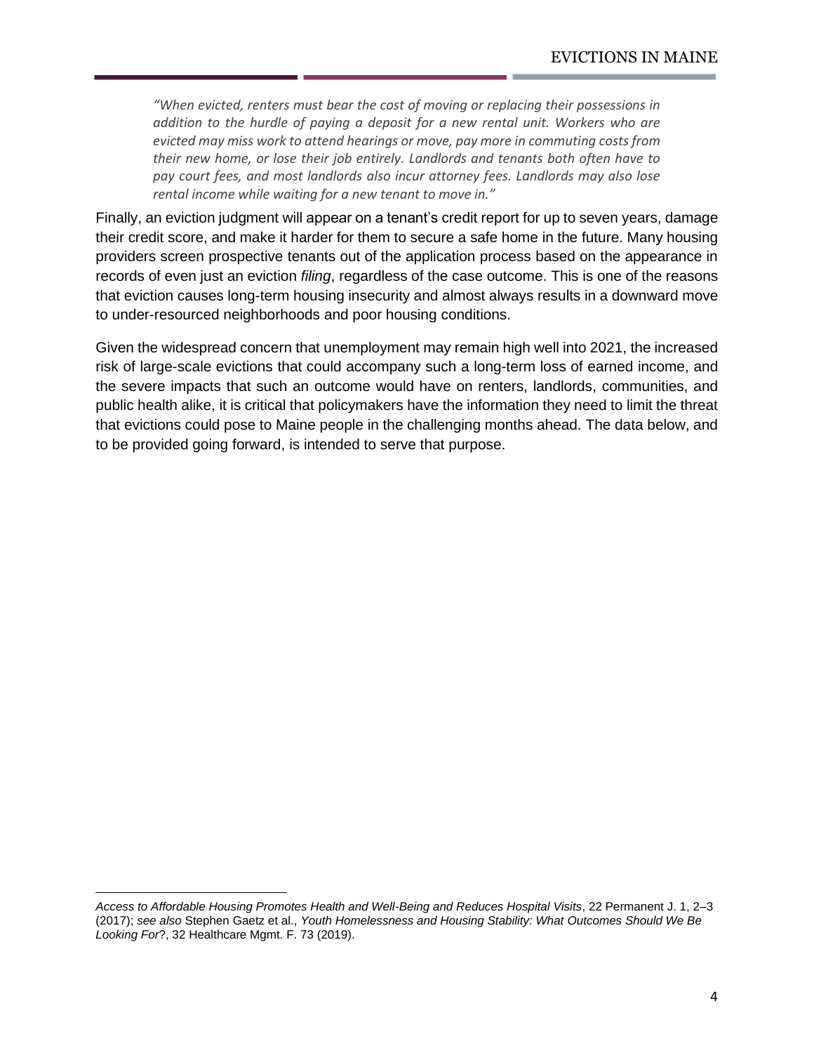> *"When evicted, renters must bear the cost of moving or replacing their possessions in addition to the hurdle of paying a deposit for a new rental unit. Workers who are evicted may miss work to attend hearings or move, pay more in commuting costs from their new home, or lose their job entirely. Landlords and tenants both often have to pay court fees, and most landlords also incur attorney fees. Landlords may also lose rental income while waiting for a new tenant to move in."*

Finally, an eviction judgment will appear on a tenant's credit report for up to seven years, damage their credit score, and make it harder for them to secure a safe home in the future. Many housing providers screen prospective tenants out of the application process based on the appearance in records of even just an eviction *filing*, regardless of the case outcome. This is one of the reasons that eviction causes long-term housing insecurity and almost always results in a downward move to under-resourced neighborhoods and poor housing conditions.

Given the widespread concern that unemployment may remain high well into 2021, the increased risk of large-scale evictions that could accompany such a long-term loss of earned income, and the severe impacts that such an outcome would have on renters, landlords, communities, and public health alike, it is critical that policymakers have the information they need to limit the threat that evictions could pose to Maine people in the challenging months ahead. The data below, and to be provided going forward, is intended to serve that purpose.

---

*Access to Affordable Housing Promotes Health and Well-Being and Reduces Hospital Visits*, 22 Permanent J. 1, 2–3 (2017); *see also* Stephen Gaetz et al., *Youth Homelessness and Housing Stability: What Outcomes Should We Be Looking For*?, 32 Healthcare Mgmt. F. 73 (2019).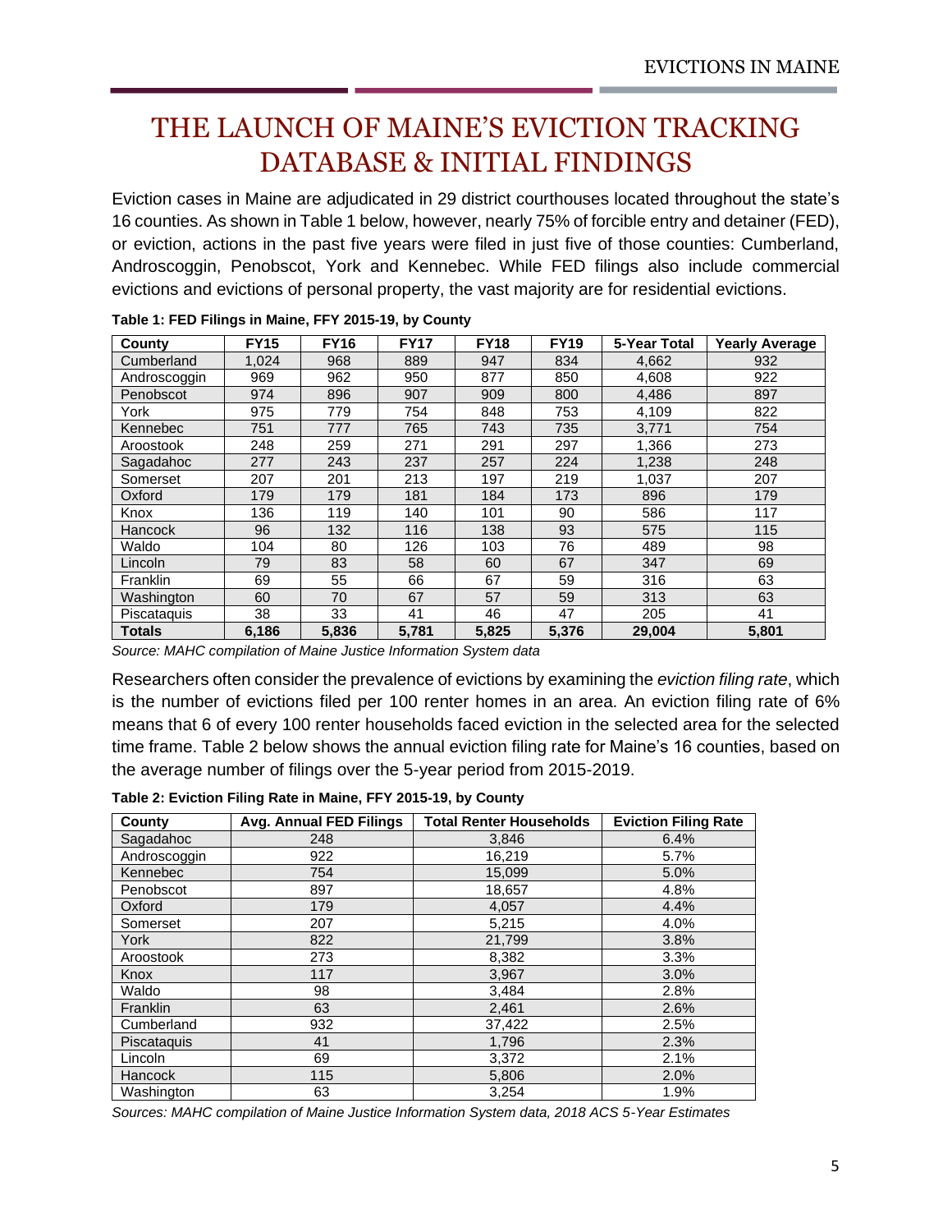# THE LAUNCH OF MAINE'S EVICTION TRACKING DATABASE & INITIAL FINDINGS

Eviction cases in Maine are adjudicated in 29 district courthouses located throughout the state's 16 counties. As shown in Table 1 below, however, nearly 75% of forcible entry and detainer (FED), or eviction, actions in the past five years were filed in just five of those counties: Cumberland, Androscoggin, Penobscot, York and Kennebec. While FED filings also include commercial evictions and evictions of personal property, the vast majority are for residential evictions.

**Table 1: FED Filings in Maine, FFY 2015-19, by County**

| County | FY15 | FY16 | FY17 | FY18 | FY19 | 5-Year Total | Yearly Average |
|---|---|---|---|---|---|---|---|
| Cumberland | 1,024 | 968 | 889 | 947 | 834 | 4,662 | 932 |
| Androscoggin | 969 | 962 | 950 | 877 | 850 | 4,608 | 922 |
| Penobscot | 974 | 896 | 907 | 909 | 800 | 4,486 | 897 |
| York | 975 | 779 | 754 | 848 | 753 | 4,109 | 822 |
| Kennebec | 751 | 777 | 765 | 743 | 735 | 3,771 | 754 |
| Aroostook | 248 | 259 | 271 | 291 | 297 | 1,366 | 273 |
| Sagadahoc | 277 | 243 | 237 | 257 | 224 | 1,238 | 248 |
| Somerset | 207 | 201 | 213 | 197 | 219 | 1,037 | 207 |
| Oxford | 179 | 179 | 181 | 184 | 173 | 896 | 179 |
| Knox | 136 | 119 | 140 | 101 | 90 | 586 | 117 |
| Hancock | 96 | 132 | 116 | 138 | 93 | 575 | 115 |
| Waldo | 104 | 80 | 126 | 103 | 76 | 489 | 98 |
| Lincoln | 79 | 83 | 58 | 60 | 67 | 347 | 69 |
| Franklin | 69 | 55 | 66 | 67 | 59 | 316 | 63 |
| Washington | 60 | 70 | 67 | 57 | 59 | 313 | 63 |
| Piscataquis | 38 | 33 | 41 | 46 | 47 | 205 | 41 |
| **Totals** | **6,186** | **5,836** | **5,781** | **5,825** | **5,376** | **29,004** | **5,801** |

*Source: MAHC compilation of Maine Justice Information System data*

Researchers often consider the prevalence of evictions by examining the *eviction filing rate*, which is the number of evictions filed per 100 renter homes in an area. An eviction filing rate of 6% means that 6 of every 100 renter households faced eviction in the selected area for the selected time frame. Table 2 below shows the annual eviction filing rate for Maine's 16 counties, based on the average number of filings over the 5-year period from 2015-2019.

**Table 2: Eviction Filing Rate in Maine, FFY 2015-19, by County**

| County | Avg. Annual FED Filings | Total Renter Households | Eviction Filing Rate |
|---|---|---|---|
| Sagadahoc | 248 | 3,846 | 6.4% |
| Androscoggin | 922 | 16,219 | 5.7% |
| Kennebec | 754 | 15,099 | 5.0% |
| Penobscot | 897 | 18,657 | 4.8% |
| Oxford | 179 | 4,057 | 4.4% |
| Somerset | 207 | 5,215 | 4.0% |
| York | 822 | 21,799 | 3.8% |
| Aroostook | 273 | 8,382 | 3.3% |
| Knox | 117 | 3,967 | 3.0% |
| Waldo | 98 | 3,484 | 2.8% |
| Franklin | 63 | 2,461 | 2.6% |
| Cumberland | 932 | 37,422 | 2.5% |
| Piscataquis | 41 | 1,796 | 2.3% |
| Lincoln | 69 | 3,372 | 2.1% |
| Hancock | 115 | 5,806 | 2.0% |
| Washington | 63 | 3,254 | 1.9% |

*Sources: MAHC compilation of Maine Justice Information System data, 2018 ACS 5-Year Estimates*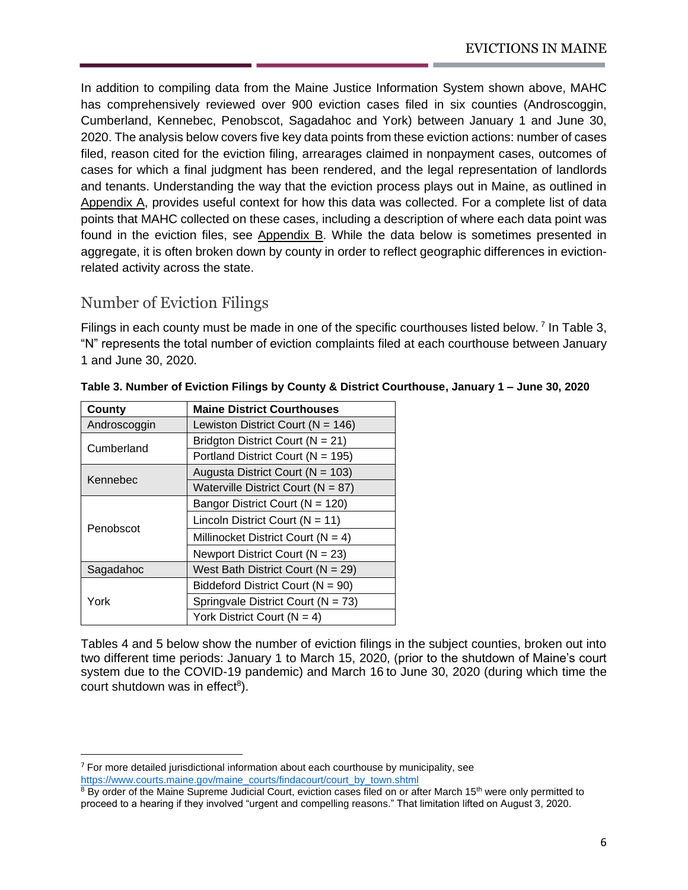In addition to compiling data from the Maine Justice Information System shown above, MAHC has comprehensively reviewed over 900 eviction cases filed in six counties (Androscoggin, Cumberland, Kennebec, Penobscot, Sagadahoc and York) between January 1 and June 30, 2020. The analysis below covers five key data points from these eviction actions: number of cases filed, reason cited for the eviction filing, arrearages claimed in nonpayment cases, outcomes of cases for which a final judgment has been rendered, and the legal representation of landlords and tenants. Understanding the way that the eviction process plays out in Maine, as outlined in Appendix A, provides useful context for how this data was collected. For a complete list of data points that MAHC collected on these cases, including a description of where each data point was found in the eviction files, see Appendix B. While the data below is sometimes presented in aggregate, it is often broken down by county in order to reflect geographic differences in eviction-related activity across the state.

## Number of Eviction Filings

Filings in each county must be made in one of the specific courthouses listed below.[7] In Table 3, "N" represents the total number of eviction complaints filed at each courthouse between January 1 and June 30, 2020.

**Table 3. Number of Eviction Filings by County & District Courthouse, January 1 – June 30, 2020**

| County | Maine District Courthouses |
|---|---|
| Androscoggin | Lewiston District Court (N = 146) |
| Cumberland | Bridgton District Court (N = 21) |
| | Portland District Court (N = 195) |
| Kennebec | Augusta District Court (N = 103) |
| | Waterville District Court (N = 87) |
| Penobscot | Bangor District Court (N = 120) |
| | Lincoln District Court (N = 11) |
| | Millinocket District Court (N = 4) |
| | Newport District Court (N = 23) |
| Sagadahoc | West Bath District Court (N = 29) |
| York | Biddeford District Court (N = 90) |
| | Springvale District Court (N = 73) |
| | York District Court (N = 4) |

Tables 4 and 5 below show the number of eviction filings in the subject counties, broken out into two different time periods: January 1 to March 15, 2020, (prior to the shutdown of Maine's court system due to the COVID-19 pandemic) and March 16 to June 30, 2020 (during which time the court shutdown was in effect[8]).

---

[7] For more detailed jurisdictional information about each courthouse by municipality, see https://www.courts.maine.gov/maine_courts/findacourt/court_by_town.shtml

[8] By order of the Maine Supreme Judicial Court, eviction cases filed on or after March 15th were only permitted to proceed to a hearing if they involved "urgent and compelling reasons." That limitation lifted on August 3, 2020.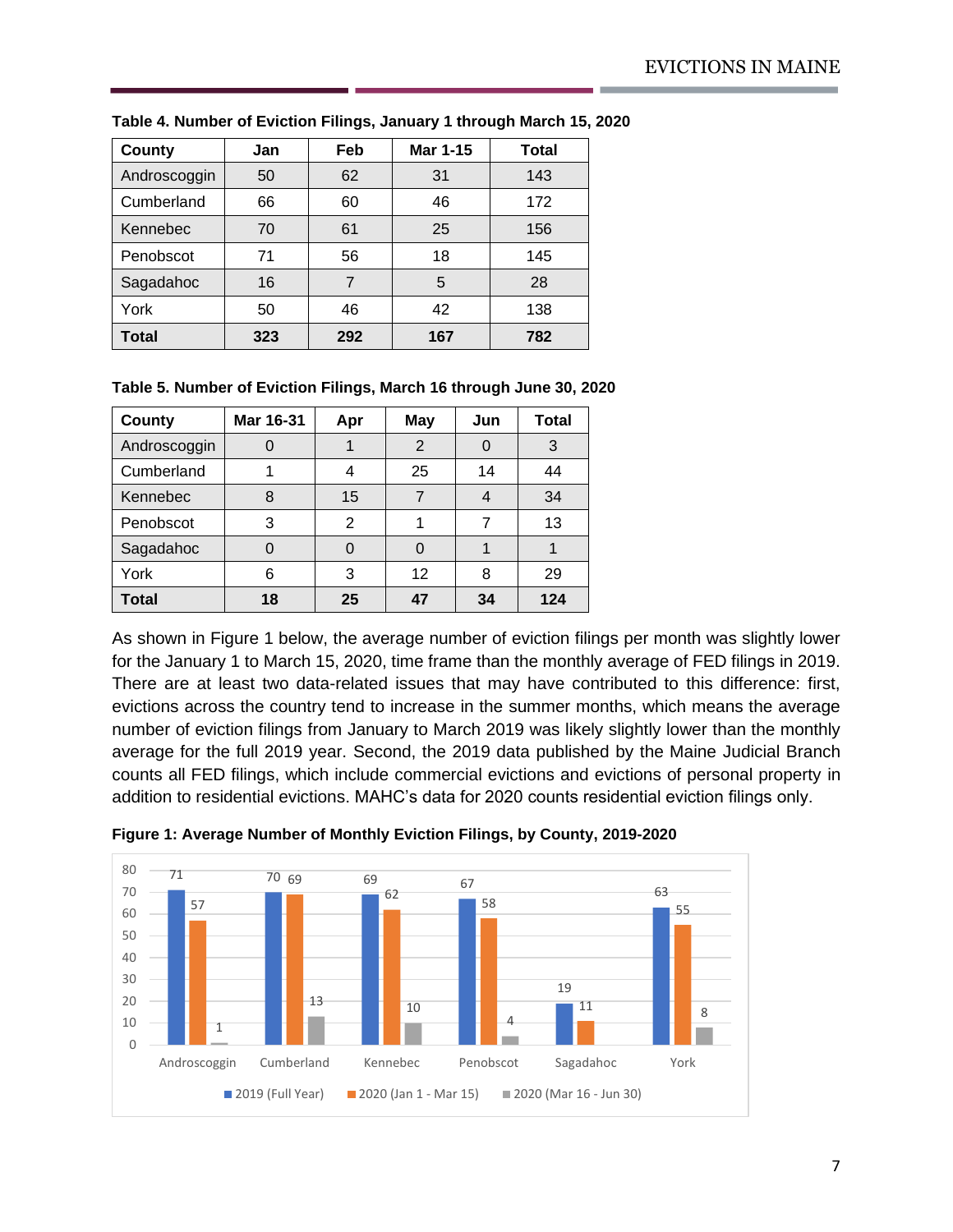**Table 4. Number of Eviction Filings, January 1 through March 15, 2020**

| County | Jan | Feb | Mar 1-15 | Total |
|---|---|---|---|---|
| Androscoggin | 50 | 62 | 31 | 143 |
| Cumberland | 66 | 60 | 46 | 172 |
| Kennebec | 70 | 61 | 25 | 156 |
| Penobscot | 71 | 56 | 18 | 145 |
| Sagadahoc | 16 | 7 | 5 | 28 |
| York | 50 | 46 | 42 | 138 |
| **Total** | **323** | **292** | **167** | **782** |

**Table 5. Number of Eviction Filings, March 16 through June 30, 2020**

| County | Mar 16-31 | Apr | May | Jun | Total |
|---|---|---|---|---|---|
| Androscoggin | 0 | 1 | 2 | 0 | 3 |
| Cumberland | 1 | 4 | 25 | 14 | 44 |
| Kennebec | 8 | 15 | 7 | 4 | 34 |
| Penobscot | 3 | 2 | 1 | 7 | 13 |
| Sagadahoc | 0 | 0 | 0 | 1 | 1 |
| York | 6 | 3 | 12 | 8 | 29 |
| **Total** | **18** | **25** | **47** | **34** | **124** |

As shown in Figure 1 below, the average number of eviction filings per month was slightly lower for the January 1 to March 15, 2020, time frame than the monthly average of FED filings in 2019. There are at least two data-related issues that may have contributed to this difference: first, evictions across the country tend to increase in the summer months, which means the average number of eviction filings from January to March 2019 was likely slightly lower than the monthly average for the full 2019 year. Second, the 2019 data published by the Maine Judicial Branch counts all FED filings, which include commercial evictions and evictions of personal property in addition to residential evictions. MAHC's data for 2020 counts residential eviction filings only.

**Figure 1: Average Number of Monthly Eviction Filings, by County, 2019-2020**

| County | 2019 (Full Year) | 2020 (Jan 1 - Mar 15) | 2020 (Mar 16 - Jun 30) |
|---|---|---|---|
| Androscoggin | 71 | 57 | 1 |
| Cumberland | 70 | 69 | 13 |
| Kennebec | 69 | 62 | 10 |
| Penobscot | 67 | 58 | 4 |
| Sagadahoc | 19 | 11 | |
| York | 63 | 55 | 8 |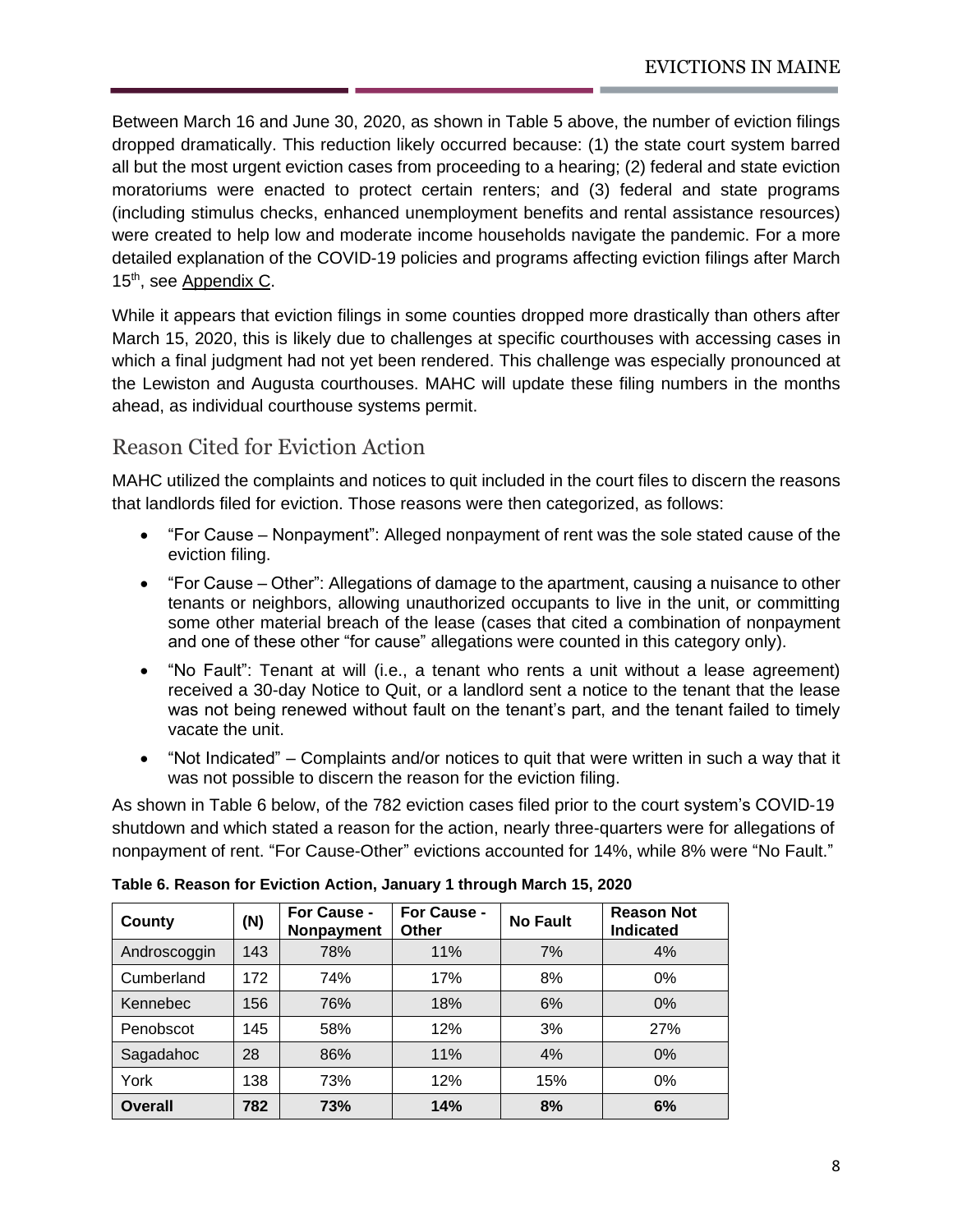Between March 16 and June 30, 2020, as shown in Table 5 above, the number of eviction filings dropped dramatically. This reduction likely occurred because: (1) the state court system barred all but the most urgent eviction cases from proceeding to a hearing; (2) federal and state eviction moratoriums were enacted to protect certain renters; and (3) federal and state programs (including stimulus checks, enhanced unemployment benefits and rental assistance resources) were created to help low and moderate income households navigate the pandemic. For a more detailed explanation of the COVID-19 policies and programs affecting eviction filings after March 15th, see Appendix C.

While it appears that eviction filings in some counties dropped more drastically than others after March 15, 2020, this is likely due to challenges at specific courthouses with accessing cases in which a final judgment had not yet been rendered. This challenge was especially pronounced at the Lewiston and Augusta courthouses. MAHC will update these filing numbers in the months ahead, as individual courthouse systems permit.

## Reason Cited for Eviction Action

MAHC utilized the complaints and notices to quit included in the court files to discern the reasons that landlords filed for eviction. Those reasons were then categorized, as follows:

- "For Cause – Nonpayment": Alleged nonpayment of rent was the sole stated cause of the eviction filing.
- "For Cause – Other": Allegations of damage to the apartment, causing a nuisance to other tenants or neighbors, allowing unauthorized occupants to live in the unit, or committing some other material breach of the lease (cases that cited a combination of nonpayment and one of these other "for cause" allegations were counted in this category only).
- "No Fault": Tenant at will (i.e., a tenant who rents a unit without a lease agreement) received a 30-day Notice to Quit, or a landlord sent a notice to the tenant that the lease was not being renewed without fault on the tenant's part, and the tenant failed to timely vacate the unit.
- "Not Indicated" – Complaints and/or notices to quit that were written in such a way that it was not possible to discern the reason for the eviction filing.

As shown in Table 6 below, of the 782 eviction cases filed prior to the court system's COVID-19 shutdown and which stated a reason for the action, nearly three-quarters were for allegations of nonpayment of rent. "For Cause-Other" evictions accounted for 14%, while 8% were "No Fault."

**Table 6. Reason for Eviction Action, January 1 through March 15, 2020**

| County | (N) | For Cause - Nonpayment | For Cause - Other | No Fault | Reason Not Indicated |
|---|---|---|---|---|---|
| Androscoggin | 143 | 78% | 11% | 7% | 4% |
| Cumberland | 172 | 74% | 17% | 8% | 0% |
| Kennebec | 156 | 76% | 18% | 6% | 0% |
| Penobscot | 145 | 58% | 12% | 3% | 27% |
| Sagadahoc | 28 | 86% | 11% | 4% | 0% |
| York | 138 | 73% | 12% | 15% | 0% |
| **Overall** | **782** | **73%** | **14%** | **8%** | **6%** |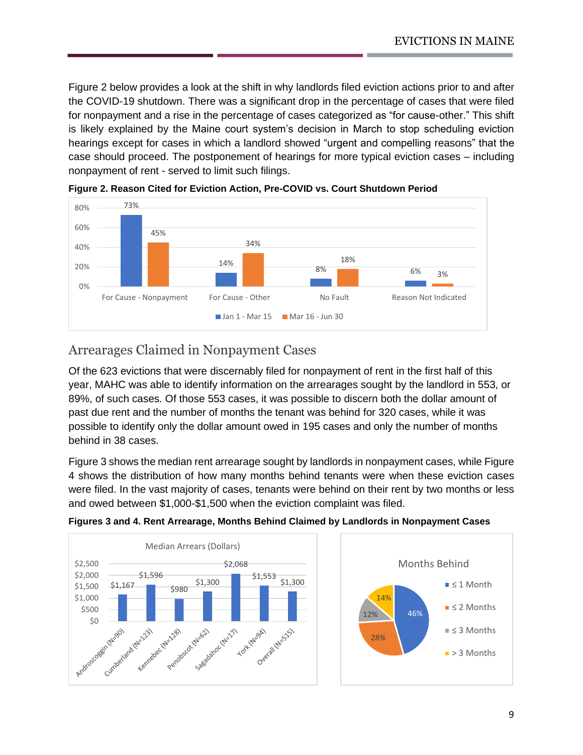Figure 2 below provides a look at the shift in why landlords filed eviction actions prior to and after the COVID-19 shutdown. There was a significant drop in the percentage of cases that were filed for nonpayment and a rise in the percentage of cases categorized as "for cause-other." This shift is likely explained by the Maine court system's decision in March to stop scheduling eviction hearings except for cases in which a landlord showed "urgent and compelling reasons" that the case should proceed. The postponement of hearings for more typical eviction cases – including nonpayment of rent - served to limit such filings.

**Figure 2. Reason Cited for Eviction Action, Pre-COVID vs. Court Shutdown Period**

| Reason | Jan 1 - Mar 15 | Mar 16 - Jun 30 |
|---|---|---|
| For Cause - Nonpayment | 73% | 45% |
| For Cause - Other | 14% | 34% |
| No Fault | 8% | 18% |
| Reason Not Indicated | 6% | 3% |

## Arrearages Claimed in Nonpayment Cases

Of the 623 evictions that were discernably filed for nonpayment of rent in the first half of this year, MAHC was able to identify information on the arrearages sought by the landlord in 553, or 89%, of such cases. Of those 553 cases, it was possible to discern both the dollar amount of past due rent and the number of months the tenant was behind for 320 cases, while it was possible to identify only the dollar amount owed in 195 cases and only the number of months behind in 38 cases.

Figure 3 shows the median rent arrearage sought by landlords in nonpayment cases, while Figure 4 shows the distribution of how many months behind tenants were when these eviction cases were filed. In the vast majority of cases, tenants were behind on their rent by two months or less and owed between $1,000-$1,500 when the eviction complaint was filed.

**Figures 3 and 4. Rent Arrearage, Months Behind Claimed by Landlords in Nonpayment Cases**

Median Arrears (Dollars)

| County | Median Arrears |
|---|---|
| Androscoggin (N=90) | $1,167 |
| Cumberland (N=123) | $1,596 |
| Kennebec (N=128) | $980 |
| Penobscot (N=62) | $1,300 |
| Sagadahoc (N=17) | $2,068 |
| York (N=94) | $1,553 |
| Overall (N=515) | $1,300 |

Months Behind

| Months Behind | Percent |
|---|---|
| ≤ 1 Month | 46% |
| ≤ 2 Months | 28% |
| ≤ 3 Months | 12% |
| > 3 Months | 14% |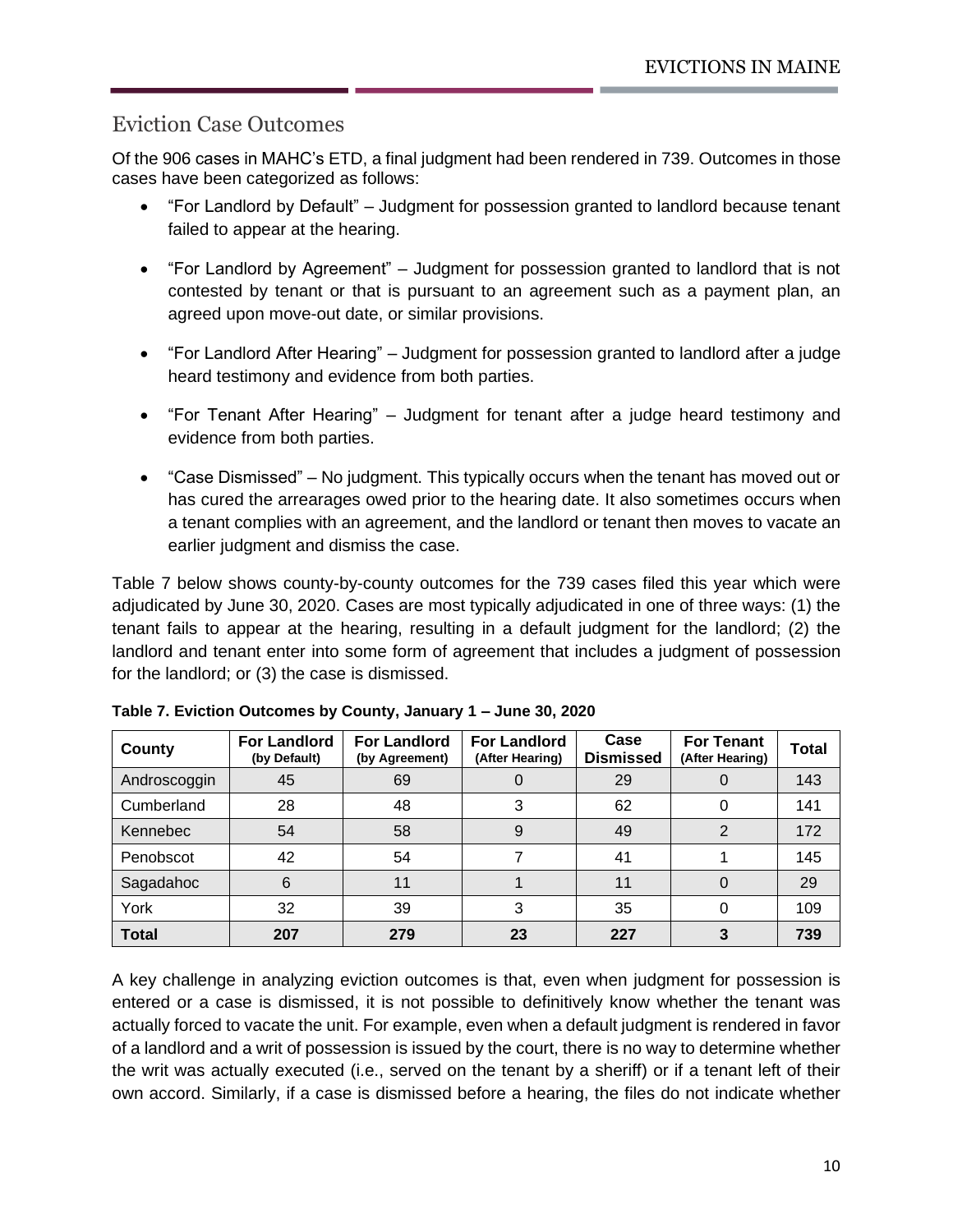## Eviction Case Outcomes

Of the 906 cases in MAHC's ETD, a final judgment had been rendered in 739. Outcomes in those cases have been categorized as follows:

- "For Landlord by Default" – Judgment for possession granted to landlord because tenant failed to appear at the hearing.
- "For Landlord by Agreement" – Judgment for possession granted to landlord that is not contested by tenant or that is pursuant to an agreement such as a payment plan, an agreed upon move-out date, or similar provisions.
- "For Landlord After Hearing" – Judgment for possession granted to landlord after a judge heard testimony and evidence from both parties.
- "For Tenant After Hearing" – Judgment for tenant after a judge heard testimony and evidence from both parties.
- "Case Dismissed" – No judgment. This typically occurs when the tenant has moved out or has cured the arrearages owed prior to the hearing date. It also sometimes occurs when a tenant complies with an agreement, and the landlord or tenant then moves to vacate an earlier judgment and dismiss the case.

Table 7 below shows county-by-county outcomes for the 739 cases filed this year which were adjudicated by June 30, 2020. Cases are most typically adjudicated in one of three ways: (1) the tenant fails to appear at the hearing, resulting in a default judgment for the landlord; (2) the landlord and tenant enter into some form of agreement that includes a judgment of possession for the landlord; or (3) the case is dismissed.

**Table 7. Eviction Outcomes by County, January 1 – June 30, 2020**

| County | For Landlord (by Default) | For Landlord (by Agreement) | For Landlord (After Hearing) | Case Dismissed | For Tenant (After Hearing) | Total |
|---|---|---|---|---|---|---|
| Androscoggin | 45 | 69 | 0 | 29 | 0 | 143 |
| Cumberland | 28 | 48 | 3 | 62 | 0 | 141 |
| Kennebec | 54 | 58 | 9 | 49 | 2 | 172 |
| Penobscot | 42 | 54 | 7 | 41 | 1 | 145 |
| Sagadahoc | 6 | 11 | 1 | 11 | 0 | 29 |
| York | 32 | 39 | 3 | 35 | 0 | 109 |
| **Total** | **207** | **279** | **23** | **227** | **3** | **739** |

A key challenge in analyzing eviction outcomes is that, even when judgment for possession is entered or a case is dismissed, it is not possible to definitively know whether the tenant was actually forced to vacate the unit. For example, even when a default judgment is rendered in favor of a landlord and a writ of possession is issued by the court, there is no way to determine whether the writ was actually executed (i.e., served on the tenant by a sheriff) or if a tenant left of their own accord. Similarly, if a case is dismissed before a hearing, the files do not indicate whether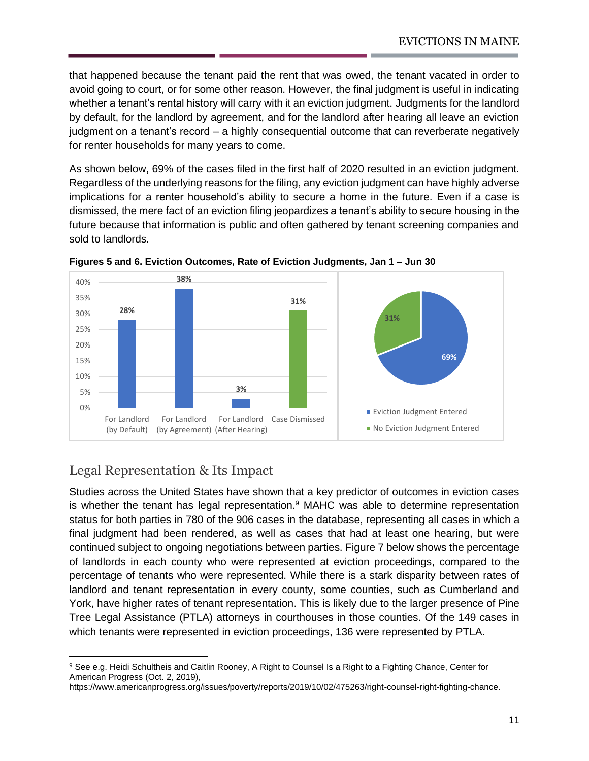that happened because the tenant paid the rent that was owed, the tenant vacated in order to avoid going to court, or for some other reason. However, the final judgment is useful in indicating whether a tenant's rental history will carry with it an eviction judgment. Judgments for the landlord by default, for the landlord by agreement, and for the landlord after hearing all leave an eviction judgment on a tenant's record – a highly consequential outcome that can reverberate negatively for renter households for many years to come.

As shown below, 69% of the cases filed in the first half of 2020 resulted in an eviction judgment. Regardless of the underlying reasons for the filing, any eviction judgment can have highly adverse implications for a renter household's ability to secure a home in the future. Even if a case is dismissed, the mere fact of an eviction filing jeopardizes a tenant's ability to secure housing in the future because that information is public and often gathered by tenant screening companies and sold to landlords.

**Figures 5 and 6. Eviction Outcomes, Rate of Eviction Judgments, Jan 1 – Jun 30**

| Outcome | Percent |
|---|---|
| For Landlord (by Default) | 28% |
| For Landlord (by Agreement) | 38% |
| For Landlord (After Hearing) | 3% |
| Case Dismissed | 31% |

| Judgment | Percent |
|---|---|
| Eviction Judgment Entered | 69% |
| No Eviction Judgment Entered | 31% |

## Legal Representation & Its Impact

Studies across the United States have shown that a key predictor of outcomes in eviction cases is whether the tenant has legal representation.[9] MAHC was able to determine representation status for both parties in 780 of the 906 cases in the database, representing all cases in which a final judgment had been rendered, as well as cases that had at least one hearing, but were continued subject to ongoing negotiations between parties. Figure 7 below shows the percentage of landlords in each county who were represented at eviction proceedings, compared to the percentage of tenants who were represented. While there is a stark disparity between rates of landlord and tenant representation in every county, some counties, such as Cumberland and York, have higher rates of tenant representation. This is likely due to the larger presence of Pine Tree Legal Assistance (PTLA) attorneys in courthouses in those counties. Of the 149 cases in which tenants were represented in eviction proceedings, 136 were represented by PTLA.

[9] See e.g. Heidi Schultheis and Caitlin Rooney, A Right to Counsel Is a Right to a Fighting Chance, Center for American Progress (Oct. 2, 2019), https://www.americanprogress.org/issues/poverty/reports/2019/10/02/475263/right-counsel-right-fighting-chance.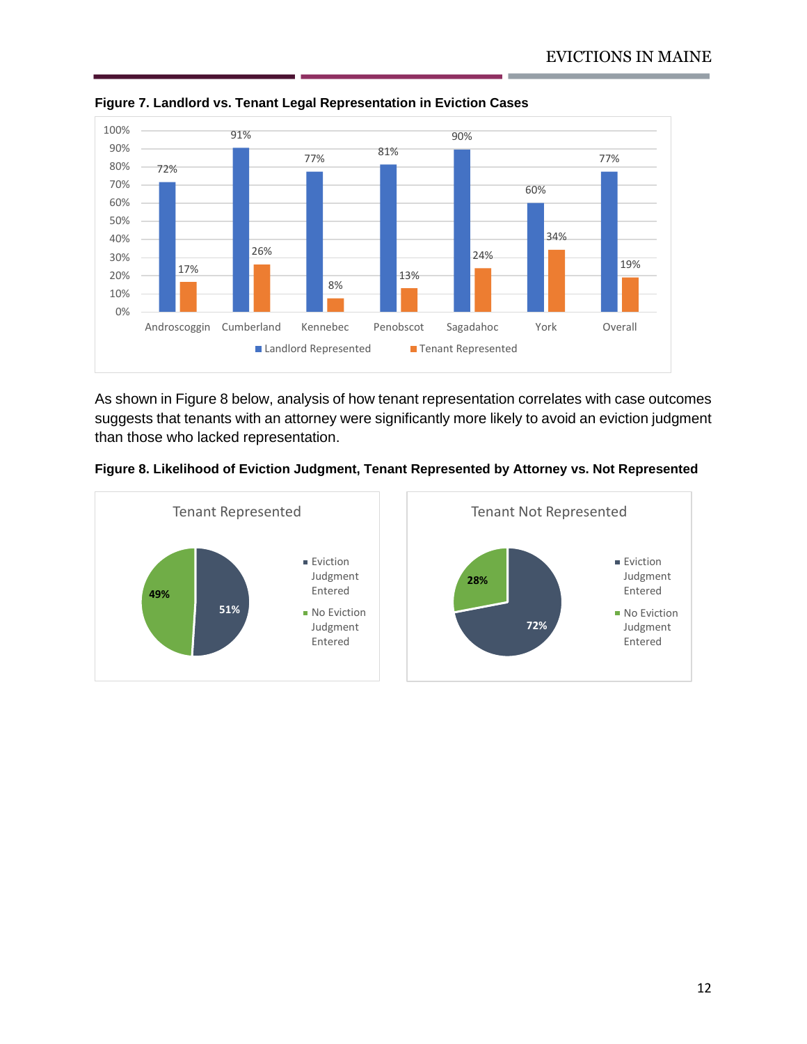**Figure 7. Landlord vs. Tenant Legal Representation in Eviction Cases**

| | Landlord Represented | Tenant Represented |
|---|---|---|
| Androscoggin | 72% | 17% |
| Cumberland | 91% | 26% |
| Kennebec | 77% | 8% |
| Penobscot | 81% | 13% |
| Sagadahoc | 90% | 24% |
| York | 60% | 34% |
| Overall | 77% | 19% |

As shown in Figure 8 below, analysis of how tenant representation correlates with case outcomes suggests that tenants with an attorney were significantly more likely to avoid an eviction judgment than those who lacked representation.

**Figure 8. Likelihood of Eviction Judgment, Tenant Represented by Attorney vs. Not Represented**

| | Eviction Judgment Entered | No Eviction Judgment Entered |
|---|---|---|
| Tenant Represented | 51% | 49% |
| Tenant Not Represented | 72% | 28% |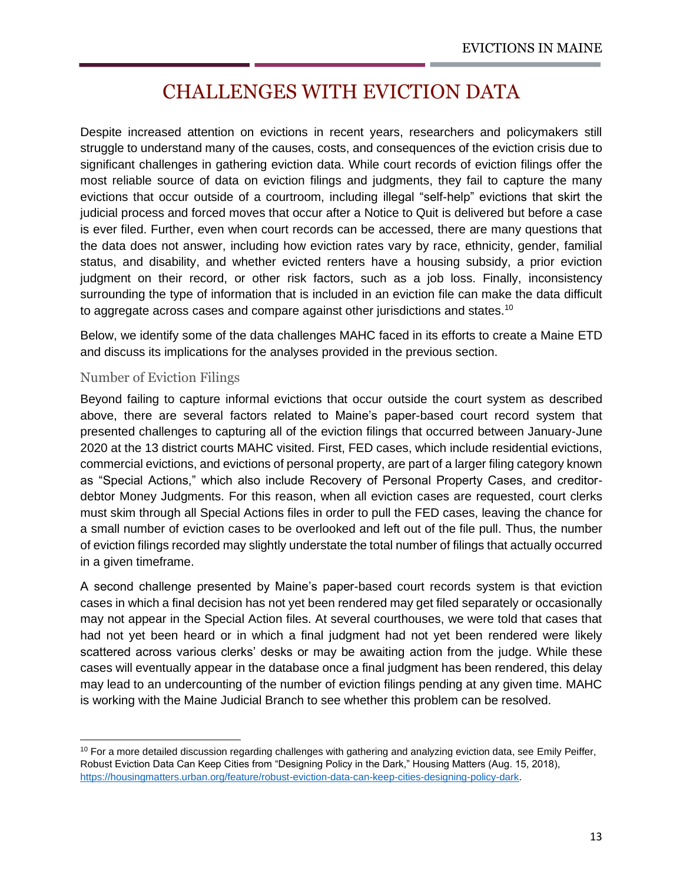# CHALLENGES WITH EVICTION DATA

Despite increased attention on evictions in recent years, researchers and policymakers still struggle to understand many of the causes, costs, and consequences of the eviction crisis due to significant challenges in gathering eviction data. While court records of eviction filings offer the most reliable source of data on eviction filings and judgments, they fail to capture the many evictions that occur outside of a courtroom, including illegal "self-help" evictions that skirt the judicial process and forced moves that occur after a Notice to Quit is delivered but before a case is ever filed. Further, even when court records can be accessed, there are many questions that the data does not answer, including how eviction rates vary by race, ethnicity, gender, familial status, and disability, and whether evicted renters have a housing subsidy, a prior eviction judgment on their record, or other risk factors, such as a job loss. Finally, inconsistency surrounding the type of information that is included in an eviction file can make the data difficult to aggregate across cases and compare against other jurisdictions and states.[10]

Below, we identify some of the data challenges MAHC faced in its efforts to create a Maine ETD and discuss its implications for the analyses provided in the previous section.

## Number of Eviction Filings

Beyond failing to capture informal evictions that occur outside the court system as described above, there are several factors related to Maine's paper-based court record system that presented challenges to capturing all of the eviction filings that occurred between January-June 2020 at the 13 district courts MAHC visited. First, FED cases, which include residential evictions, commercial evictions, and evictions of personal property, are part of a larger filing category known as "Special Actions," which also include Recovery of Personal Property Cases, and creditor-debtor Money Judgments. For this reason, when all eviction cases are requested, court clerks must skim through all Special Actions files in order to pull the FED cases, leaving the chance for a small number of eviction cases to be overlooked and left out of the file pull. Thus, the number of eviction filings recorded may slightly understate the total number of filings that actually occurred in a given timeframe.

A second challenge presented by Maine's paper-based court records system is that eviction cases in which a final decision has not yet been rendered may get filed separately or occasionally may not appear in the Special Action files. At several courthouses, we were told that cases that had not yet been heard or in which a final judgment had not yet been rendered were likely scattered across various clerks' desks or may be awaiting action from the judge. While these cases will eventually appear in the database once a final judgment has been rendered, this delay may lead to an undercounting of the number of eviction filings pending at any given time. MAHC is working with the Maine Judicial Branch to see whether this problem can be resolved.

---

[10] For a more detailed discussion regarding challenges with gathering and analyzing eviction data, see Emily Peiffer, Robust Eviction Data Can Keep Cities from "Designing Policy in the Dark," Housing Matters (Aug. 15, 2018), https://housingmatters.urban.org/feature/robust-eviction-data-can-keep-cities-designing-policy-dark.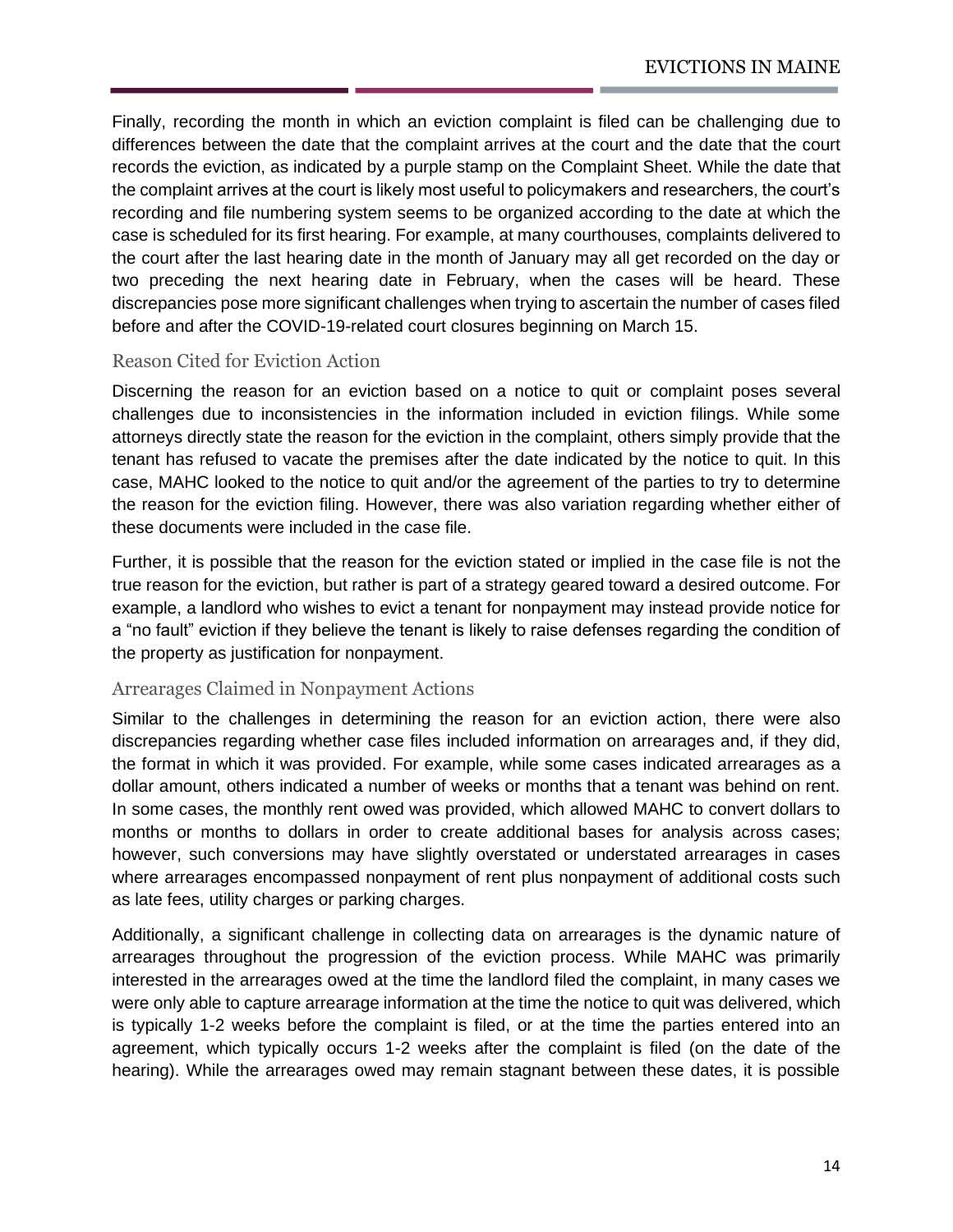Finally, recording the month in which an eviction complaint is filed can be challenging due to differences between the date that the complaint arrives at the court and the date that the court records the eviction, as indicated by a purple stamp on the Complaint Sheet. While the date that the complaint arrives at the court is likely most useful to policymakers and researchers, the court's recording and file numbering system seems to be organized according to the date at which the case is scheduled for its first hearing. For example, at many courthouses, complaints delivered to the court after the last hearing date in the month of January may all get recorded on the day or two preceding the next hearing date in February, when the cases will be heard. These discrepancies pose more significant challenges when trying to ascertain the number of cases filed before and after the COVID-19-related court closures beginning on March 15.

### Reason Cited for Eviction Action

Discerning the reason for an eviction based on a notice to quit or complaint poses several challenges due to inconsistencies in the information included in eviction filings. While some attorneys directly state the reason for the eviction in the complaint, others simply provide that the tenant has refused to vacate the premises after the date indicated by the notice to quit. In this case, MAHC looked to the notice to quit and/or the agreement of the parties to try to determine the reason for the eviction filing. However, there was also variation regarding whether either of these documents were included in the case file.

Further, it is possible that the reason for the eviction stated or implied in the case file is not the true reason for the eviction, but rather is part of a strategy geared toward a desired outcome. For example, a landlord who wishes to evict a tenant for nonpayment may instead provide notice for a "no fault" eviction if they believe the tenant is likely to raise defenses regarding the condition of the property as justification for nonpayment.

### Arrearages Claimed in Nonpayment Actions

Similar to the challenges in determining the reason for an eviction action, there were also discrepancies regarding whether case files included information on arrearages and, if they did, the format in which it was provided. For example, while some cases indicated arrearages as a dollar amount, others indicated a number of weeks or months that a tenant was behind on rent. In some cases, the monthly rent owed was provided, which allowed MAHC to convert dollars to months or months to dollars in order to create additional bases for analysis across cases; however, such conversions may have slightly overstated or understated arrearages in cases where arrearages encompassed nonpayment of rent plus nonpayment of additional costs such as late fees, utility charges or parking charges.

Additionally, a significant challenge in collecting data on arrearages is the dynamic nature of arrearages throughout the progression of the eviction process. While MAHC was primarily interested in the arrearages owed at the time the landlord filed the complaint, in many cases we were only able to capture arrearage information at the time the notice to quit was delivered, which is typically 1-2 weeks before the complaint is filed, or at the time the parties entered into an agreement, which typically occurs 1-2 weeks after the complaint is filed (on the date of the hearing). While the arrearages owed may remain stagnant between these dates, it is possible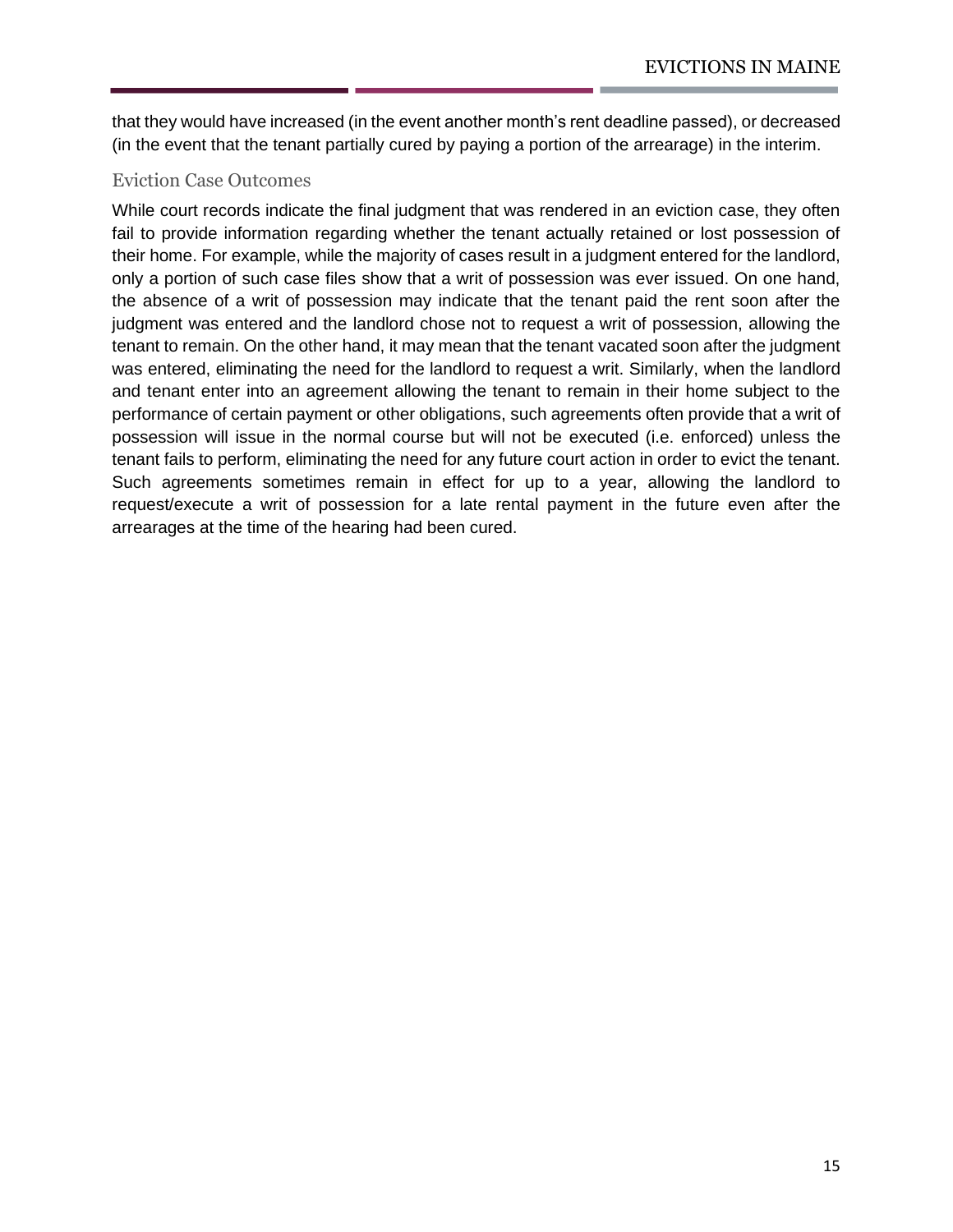that they would have increased (in the event another month's rent deadline passed), or decreased (in the event that the tenant partially cured by paying a portion of the arrearage) in the interim.

### Eviction Case Outcomes

While court records indicate the final judgment that was rendered in an eviction case, they often fail to provide information regarding whether the tenant actually retained or lost possession of their home. For example, while the majority of cases result in a judgment entered for the landlord, only a portion of such case files show that a writ of possession was ever issued. On one hand, the absence of a writ of possession may indicate that the tenant paid the rent soon after the judgment was entered and the landlord chose not to request a writ of possession, allowing the tenant to remain. On the other hand, it may mean that the tenant vacated soon after the judgment was entered, eliminating the need for the landlord to request a writ. Similarly, when the landlord and tenant enter into an agreement allowing the tenant to remain in their home subject to the performance of certain payment or other obligations, such agreements often provide that a writ of possession will issue in the normal course but will not be executed (i.e. enforced) unless the tenant fails to perform, eliminating the need for any future court action in order to evict the tenant. Such agreements sometimes remain in effect for up to a year, allowing the landlord to request/execute a writ of possession for a late rental payment in the future even after the arrearages at the time of the hearing had been cured.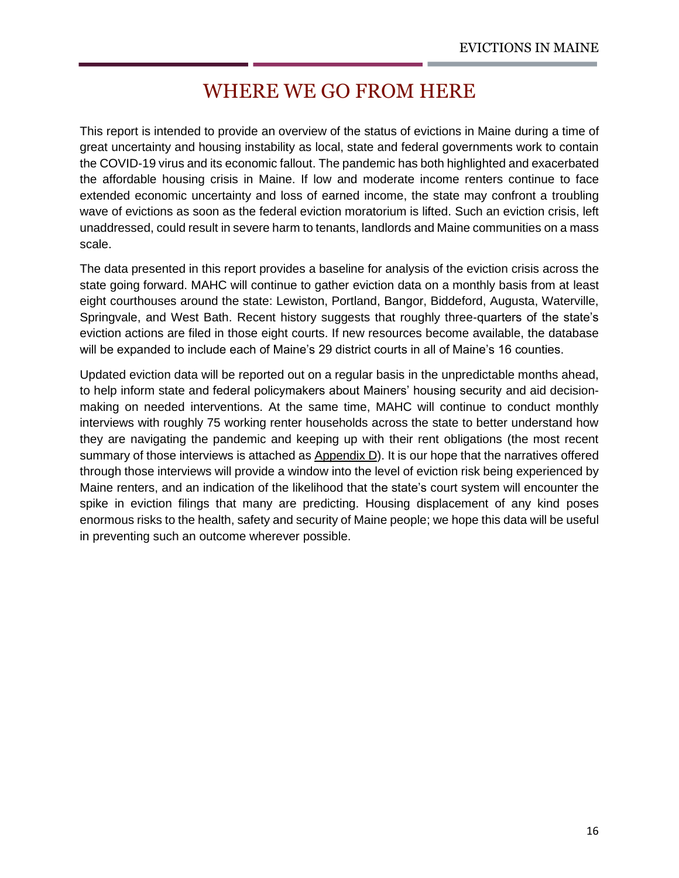# WHERE WE GO FROM HERE

This report is intended to provide an overview of the status of evictions in Maine during a time of great uncertainty and housing instability as local, state and federal governments work to contain the COVID-19 virus and its economic fallout. The pandemic has both highlighted and exacerbated the affordable housing crisis in Maine. If low and moderate income renters continue to face extended economic uncertainty and loss of earned income, the state may confront a troubling wave of evictions as soon as the federal eviction moratorium is lifted. Such an eviction crisis, left unaddressed, could result in severe harm to tenants, landlords and Maine communities on a mass scale.

The data presented in this report provides a baseline for analysis of the eviction crisis across the state going forward. MAHC will continue to gather eviction data on a monthly basis from at least eight courthouses around the state: Lewiston, Portland, Bangor, Biddeford, Augusta, Waterville, Springvale, and West Bath. Recent history suggests that roughly three-quarters of the state's eviction actions are filed in those eight courts. If new resources become available, the database will be expanded to include each of Maine's 29 district courts in all of Maine's 16 counties.

Updated eviction data will be reported out on a regular basis in the unpredictable months ahead, to help inform state and federal policymakers about Mainers' housing security and aid decision-making on needed interventions. At the same time, MAHC will continue to conduct monthly interviews with roughly 75 working renter households across the state to better understand how they are navigating the pandemic and keeping up with their rent obligations (the most recent summary of those interviews is attached as Appendix D). It is our hope that the narratives offered through those interviews will provide a window into the level of eviction risk being experienced by Maine renters, and an indication of the likelihood that the state's court system will encounter the spike in eviction filings that many are predicting. Housing displacement of any kind poses enormous risks to the health, safety and security of Maine people; we hope this data will be useful in preventing such an outcome wherever possible.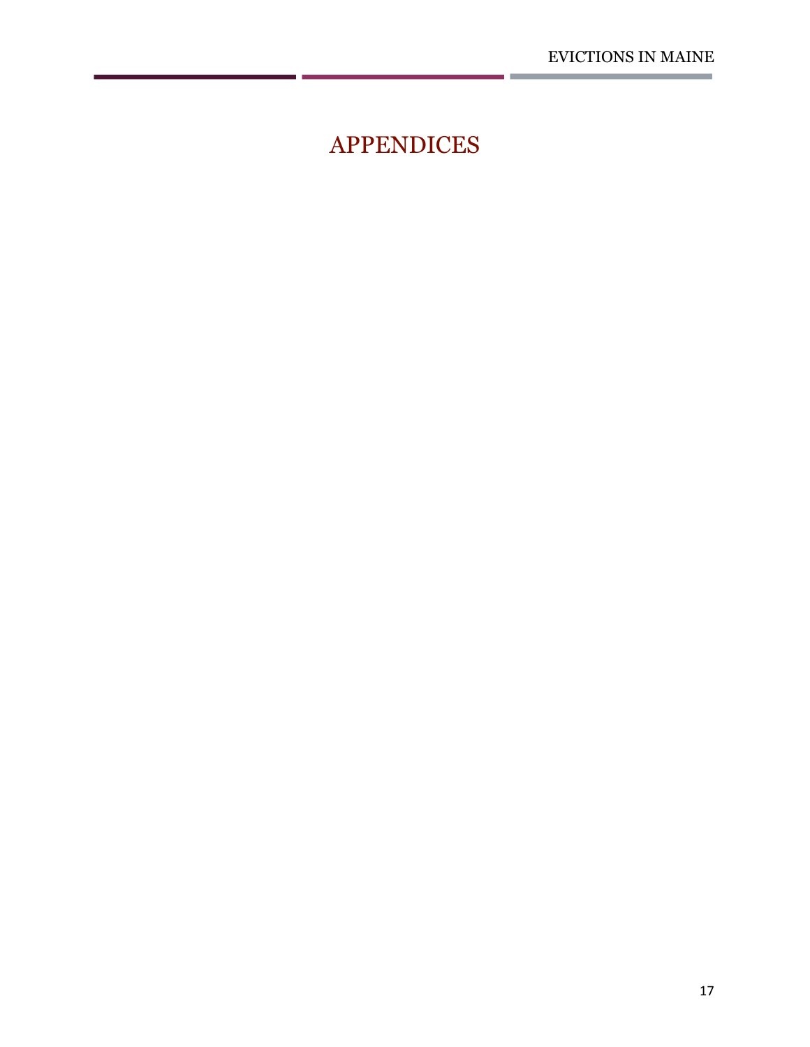# APPENDICES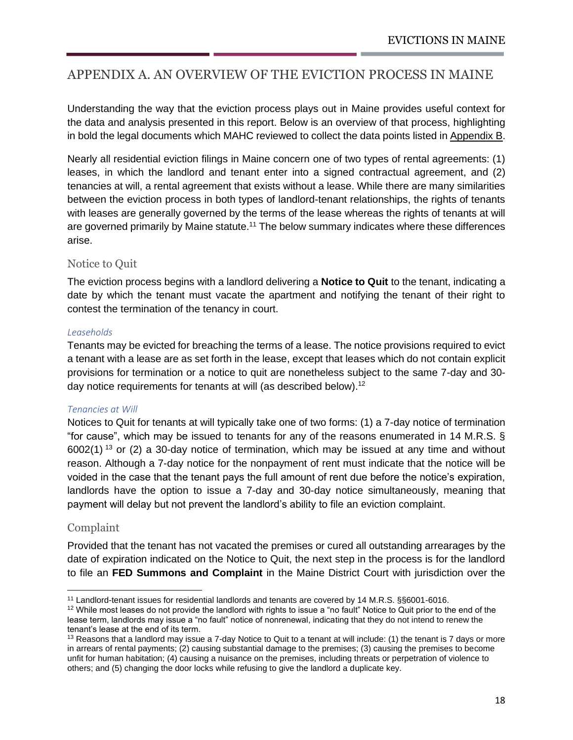## APPENDIX A. AN OVERVIEW OF THE EVICTION PROCESS IN MAINE

Understanding the way that the eviction process plays out in Maine provides useful context for the data and analysis presented in this report. Below is an overview of that process, highlighting in bold the legal documents which MAHC reviewed to collect the data points listed in Appendix B.

Nearly all residential eviction filings in Maine concern one of two types of rental agreements: (1) leases, in which the landlord and tenant enter into a signed contractual agreement, and (2) tenancies at will, a rental agreement that exists without a lease. While there are many similarities between the eviction process in both types of landlord-tenant relationships, the rights of tenants with leases are generally governed by the terms of the lease whereas the rights of tenants at will are governed primarily by Maine statute.[11] The below summary indicates where these differences arise.

### Notice to Quit

The eviction process begins with a landlord delivering a **Notice to Quit** to the tenant, indicating a date by which the tenant must vacate the apartment and notifying the tenant of their right to contest the termination of the tenancy in court.

#### *Leaseholds*

Tenants may be evicted for breaching the terms of a lease. The notice provisions required to evict a tenant with a lease are as set forth in the lease, except that leases which do not contain explicit provisions for termination or a notice to quit are nonetheless subject to the same 7-day and 30-day notice requirements for tenants at will (as described below).[12]

#### *Tenancies at Will*

Notices to Quit for tenants at will typically take one of two forms: (1) a 7-day notice of termination "for cause", which may be issued to tenants for any of the reasons enumerated in 14 M.R.S. § 6002(1)[13] or (2) a 30-day notice of termination, which may be issued at any time and without reason. Although a 7-day notice for the nonpayment of rent must indicate that the notice will be voided in the case that the tenant pays the full amount of rent due before the notice's expiration, landlords have the option to issue a 7-day and 30-day notice simultaneously, meaning that payment will delay but not prevent the landlord's ability to file an eviction complaint.

### Complaint

Provided that the tenant has not vacated the premises or cured all outstanding arrearages by the date of expiration indicated on the Notice to Quit, the next step in the process is for the landlord to file an **FED Summons and Complaint** in the Maine District Court with jurisdiction over the

---

[11] Landlord-tenant issues for residential landlords and tenants are covered by 14 M.R.S. §§6001-6016.

[12] While most leases do not provide the landlord with rights to issue a "no fault" Notice to Quit prior to the end of the lease term, landlords may issue a "no fault" notice of nonrenewal, indicating that they do not intend to renew the tenant's lease at the end of its term.

[13] Reasons that a landlord may issue a 7-day Notice to Quit to a tenant at will include: (1) the tenant is 7 days or more in arrears of rental payments; (2) causing substantial damage to the premises; (3) causing the premises to become unfit for human habitation; (4) causing a nuisance on the premises, including threats or perpetration of violence to others; and (5) changing the door locks while refusing to give the landlord a duplicate key.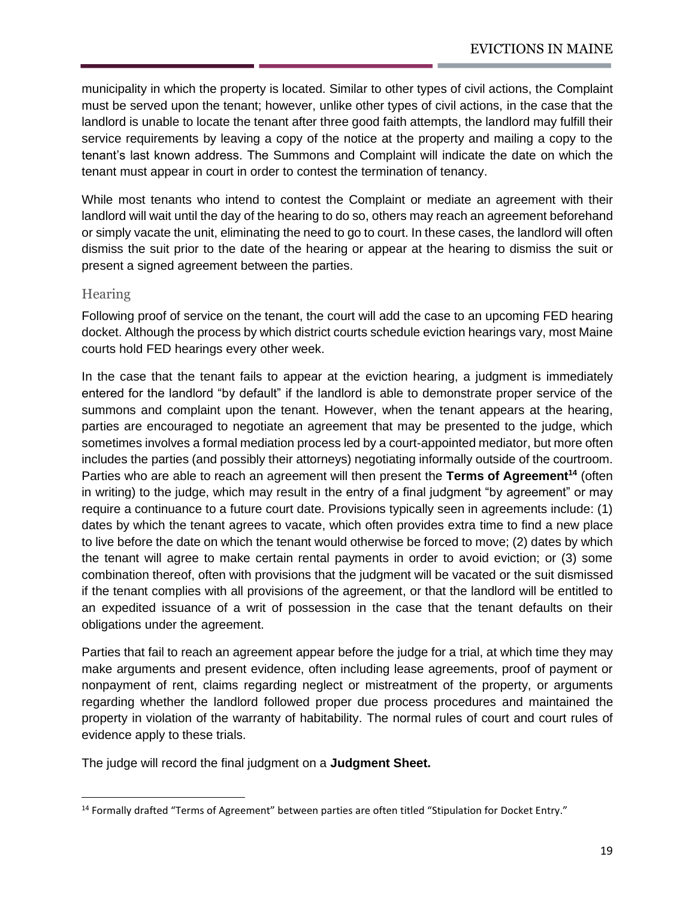municipality in which the property is located. Similar to other types of civil actions, the Complaint must be served upon the tenant; however, unlike other types of civil actions, in the case that the landlord is unable to locate the tenant after three good faith attempts, the landlord may fulfill their service requirements by leaving a copy of the notice at the property and mailing a copy to the tenant's last known address. The Summons and Complaint will indicate the date on which the tenant must appear in court in order to contest the termination of tenancy.

While most tenants who intend to contest the Complaint or mediate an agreement with their landlord will wait until the day of the hearing to do so, others may reach an agreement beforehand or simply vacate the unit, eliminating the need to go to court. In these cases, the landlord will often dismiss the suit prior to the date of the hearing or appear at the hearing to dismiss the suit or present a signed agreement between the parties.

### Hearing

Following proof of service on the tenant, the court will add the case to an upcoming FED hearing docket. Although the process by which district courts schedule eviction hearings vary, most Maine courts hold FED hearings every other week.

In the case that the tenant fails to appear at the eviction hearing, a judgment is immediately entered for the landlord "by default" if the landlord is able to demonstrate proper service of the summons and complaint upon the tenant. However, when the tenant appears at the hearing, parties are encouraged to negotiate an agreement that may be presented to the judge, which sometimes involves a formal mediation process led by a court-appointed mediator, but more often includes the parties (and possibly their attorneys) negotiating informally outside of the courtroom. Parties who are able to reach an agreement will then present the **Terms of Agreement**[14] (often in writing) to the judge, which may result in the entry of a final judgment "by agreement" or may require a continuance to a future court date. Provisions typically seen in agreements include: (1) dates by which the tenant agrees to vacate, which often provides extra time to find a new place to live before the date on which the tenant would otherwise be forced to move; (2) dates by which the tenant will agree to make certain rental payments in order to avoid eviction; or (3) some combination thereof, often with provisions that the judgment will be vacated or the suit dismissed if the tenant complies with all provisions of the agreement, or that the landlord will be entitled to an expedited issuance of a writ of possession in the case that the tenant defaults on their obligations under the agreement.

Parties that fail to reach an agreement appear before the judge for a trial, at which time they may make arguments and present evidence, often including lease agreements, proof of payment or nonpayment of rent, claims regarding neglect or mistreatment of the property, or arguments regarding whether the landlord followed proper due process procedures and maintained the property in violation of the warranty of habitability. The normal rules of court and court rules of evidence apply to these trials.

The judge will record the final judgment on a **Judgment Sheet.**

[14] Formally drafted "Terms of Agreement" between parties are often titled "Stipulation for Docket Entry."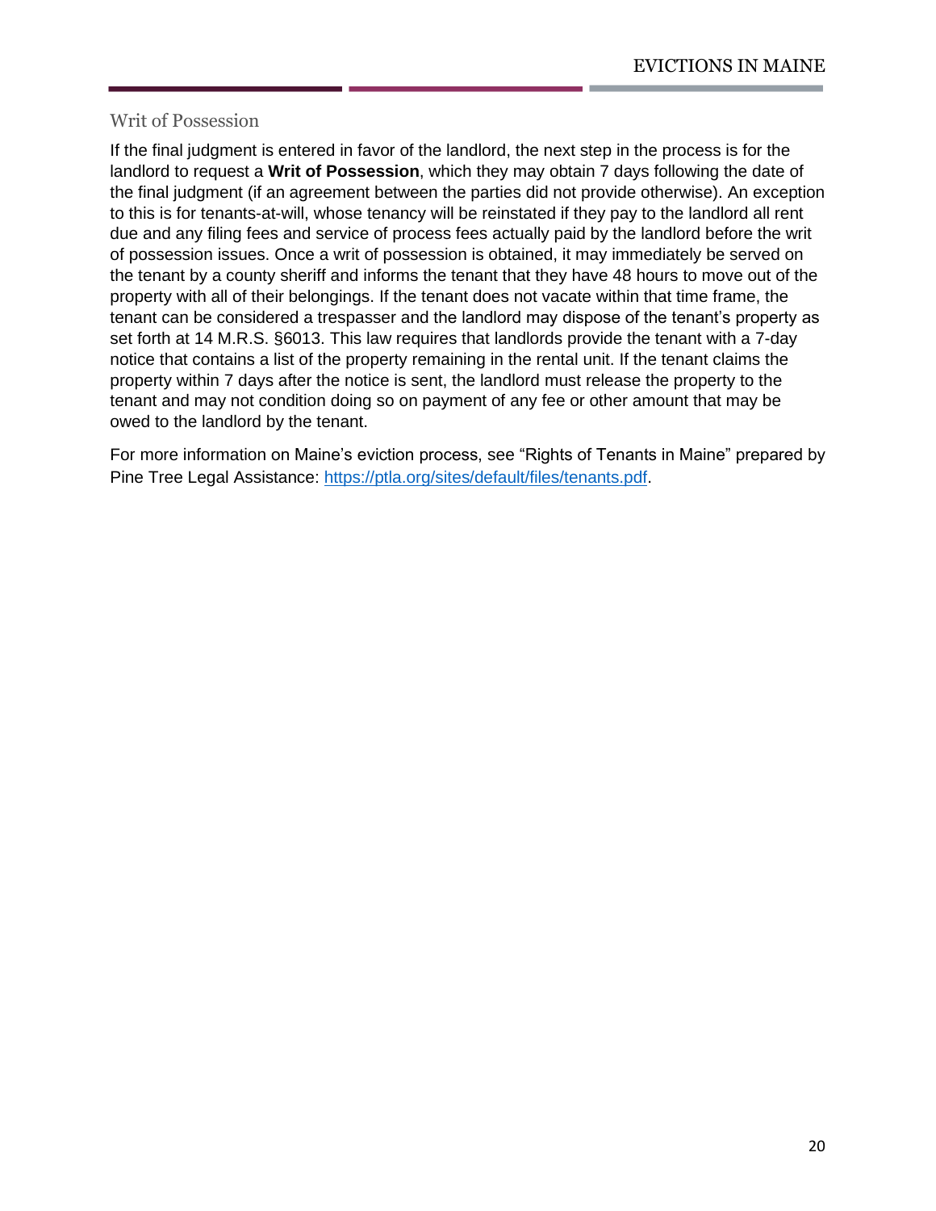## Writ of Possession

If the final judgment is entered in favor of the landlord, the next step in the process is for the landlord to request a **Writ of Possession**, which they may obtain 7 days following the date of the final judgment (if an agreement between the parties did not provide otherwise). An exception to this is for tenants-at-will, whose tenancy will be reinstated if they pay to the landlord all rent due and any filing fees and service of process fees actually paid by the landlord before the writ of possession issues. Once a writ of possession is obtained, it may immediately be served on the tenant by a county sheriff and informs the tenant that they have 48 hours to move out of the property with all of their belongings. If the tenant does not vacate within that time frame, the tenant can be considered a trespasser and the landlord may dispose of the tenant's property as set forth at 14 M.R.S. §6013. This law requires that landlords provide the tenant with a 7-day notice that contains a list of the property remaining in the rental unit. If the tenant claims the property within 7 days after the notice is sent, the landlord must release the property to the tenant and may not condition doing so on payment of any fee or other amount that may be owed to the landlord by the tenant.

For more information on Maine's eviction process, see "Rights of Tenants in Maine" prepared by Pine Tree Legal Assistance: https://ptla.org/sites/default/files/tenants.pdf.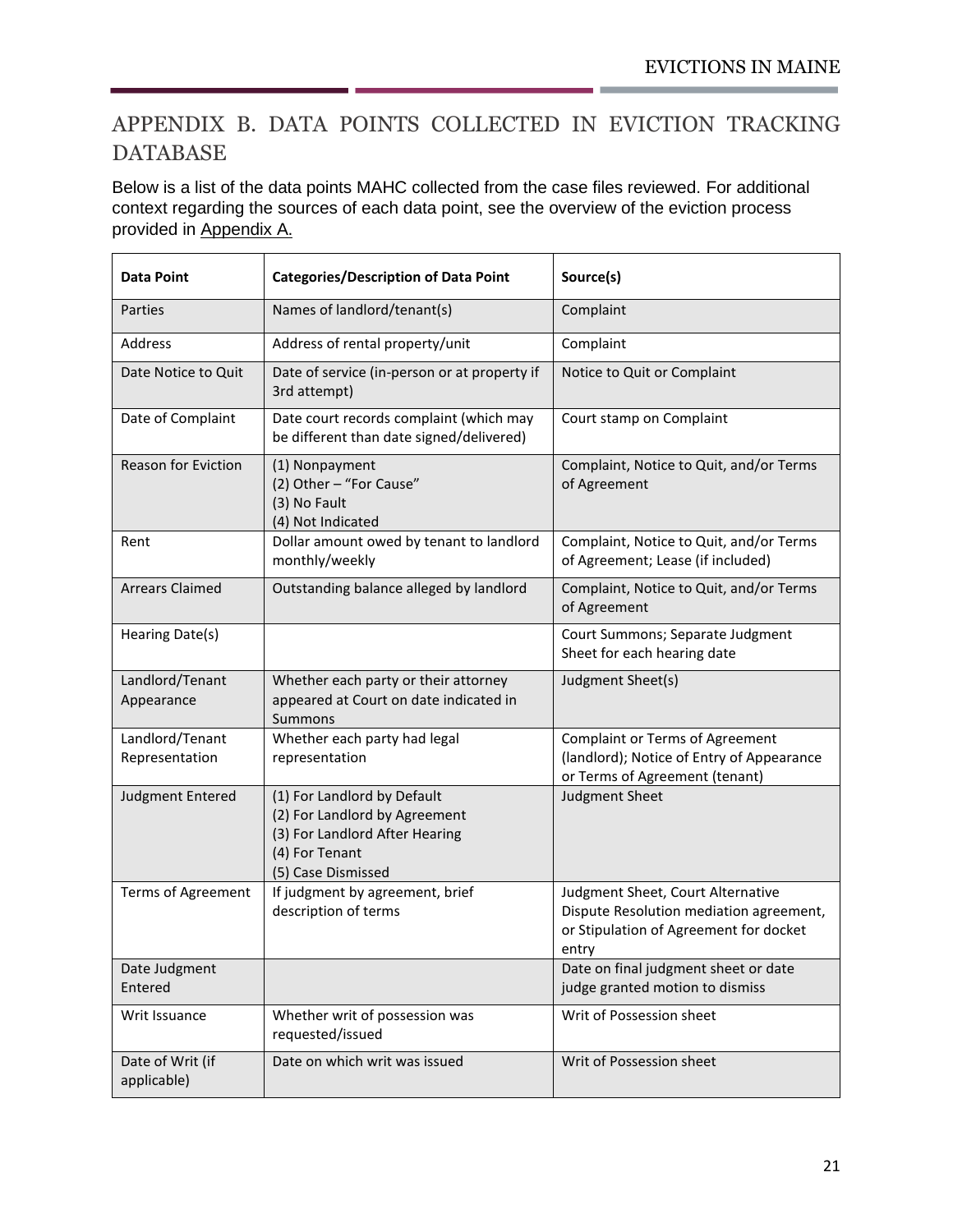## APPENDIX B. DATA POINTS COLLECTED IN EVICTION TRACKING DATABASE

Below is a list of the data points MAHC collected from the case files reviewed. For additional context regarding the sources of each data point, see the overview of the eviction process provided in Appendix A.

| Data Point | Categories/Description of Data Point | Source(s) |
|---|---|---|
| Parties | Names of landlord/tenant(s) | Complaint |
| Address | Address of rental property/unit | Complaint |
| Date Notice to Quit | Date of service (in-person or at property if 3rd attempt) | Notice to Quit or Complaint |
| Date of Complaint | Date court records complaint (which may be different than date signed/delivered) | Court stamp on Complaint |
| Reason for Eviction | (1) Nonpayment<br>(2) Other – "For Cause"<br>(3) No Fault<br>(4) Not Indicated | Complaint, Notice to Quit, and/or Terms of Agreement |
| Rent | Dollar amount owed by tenant to landlord monthly/weekly | Complaint, Notice to Quit, and/or Terms of Agreement; Lease (if included) |
| Arrears Claimed | Outstanding balance alleged by landlord | Complaint, Notice to Quit, and/or Terms of Agreement |
| Hearing Date(s) | | Court Summons; Separate Judgment Sheet for each hearing date |
| Landlord/Tenant Appearance | Whether each party or their attorney appeared at Court on date indicated in Summons | Judgment Sheet(s) |
| Landlord/Tenant Representation | Whether each party had legal representation | Complaint or Terms of Agreement (landlord); Notice of Entry of Appearance or Terms of Agreement (tenant) |
| Judgment Entered | (1) For Landlord by Default<br>(2) For Landlord by Agreement<br>(3) For Landlord After Hearing<br>(4) For Tenant<br>(5) Case Dismissed | Judgment Sheet |
| Terms of Agreement | If judgment by agreement, brief description of terms | Judgment Sheet, Court Alternative Dispute Resolution mediation agreement, or Stipulation of Agreement for docket entry |
| Date Judgment Entered | | Date on final judgment sheet or date judge granted motion to dismiss |
| Writ Issuance | Whether writ of possession was requested/issued | Writ of Possession sheet |
| Date of Writ (if applicable) | Date on which writ was issued | Writ of Possession sheet |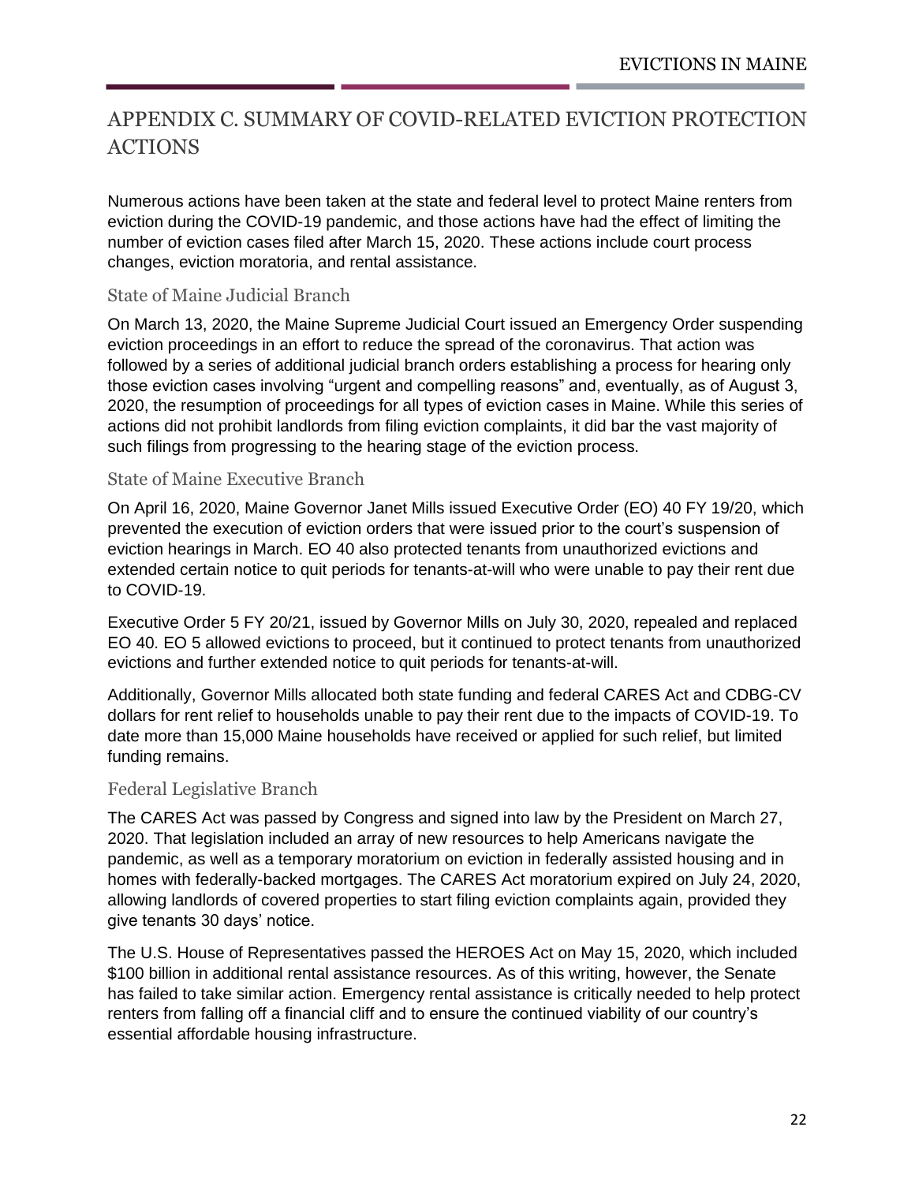## APPENDIX C. SUMMARY OF COVID-RELATED EVICTION PROTECTION ACTIONS

Numerous actions have been taken at the state and federal level to protect Maine renters from eviction during the COVID-19 pandemic, and those actions have had the effect of limiting the number of eviction cases filed after March 15, 2020. These actions include court process changes, eviction moratoria, and rental assistance.

### State of Maine Judicial Branch

On March 13, 2020, the Maine Supreme Judicial Court issued an Emergency Order suspending eviction proceedings in an effort to reduce the spread of the coronavirus. That action was followed by a series of additional judicial branch orders establishing a process for hearing only those eviction cases involving "urgent and compelling reasons" and, eventually, as of August 3, 2020, the resumption of proceedings for all types of eviction cases in Maine. While this series of actions did not prohibit landlords from filing eviction complaints, it did bar the vast majority of such filings from progressing to the hearing stage of the eviction process.

### State of Maine Executive Branch

On April 16, 2020, Maine Governor Janet Mills issued Executive Order (EO) 40 FY 19/20, which prevented the execution of eviction orders that were issued prior to the court's suspension of eviction hearings in March. EO 40 also protected tenants from unauthorized evictions and extended certain notice to quit periods for tenants-at-will who were unable to pay their rent due to COVID-19.

Executive Order 5 FY 20/21, issued by Governor Mills on July 30, 2020, repealed and replaced EO 40. EO 5 allowed evictions to proceed, but it continued to protect tenants from unauthorized evictions and further extended notice to quit periods for tenants-at-will.

Additionally, Governor Mills allocated both state funding and federal CARES Act and CDBG-CV dollars for rent relief to households unable to pay their rent due to the impacts of COVID-19. To date more than 15,000 Maine households have received or applied for such relief, but limited funding remains.

### Federal Legislative Branch

The CARES Act was passed by Congress and signed into law by the President on March 27, 2020. That legislation included an array of new resources to help Americans navigate the pandemic, as well as a temporary moratorium on eviction in federally assisted housing and in homes with federally-backed mortgages. The CARES Act moratorium expired on July 24, 2020, allowing landlords of covered properties to start filing eviction complaints again, provided they give tenants 30 days' notice.

The U.S. House of Representatives passed the HEROES Act on May 15, 2020, which included $100 billion in additional rental assistance resources. As of this writing, however, the Senate has failed to take similar action. Emergency rental assistance is critically needed to help protect renters from falling off a financial cliff and to ensure the continued viability of our country's essential affordable housing infrastructure.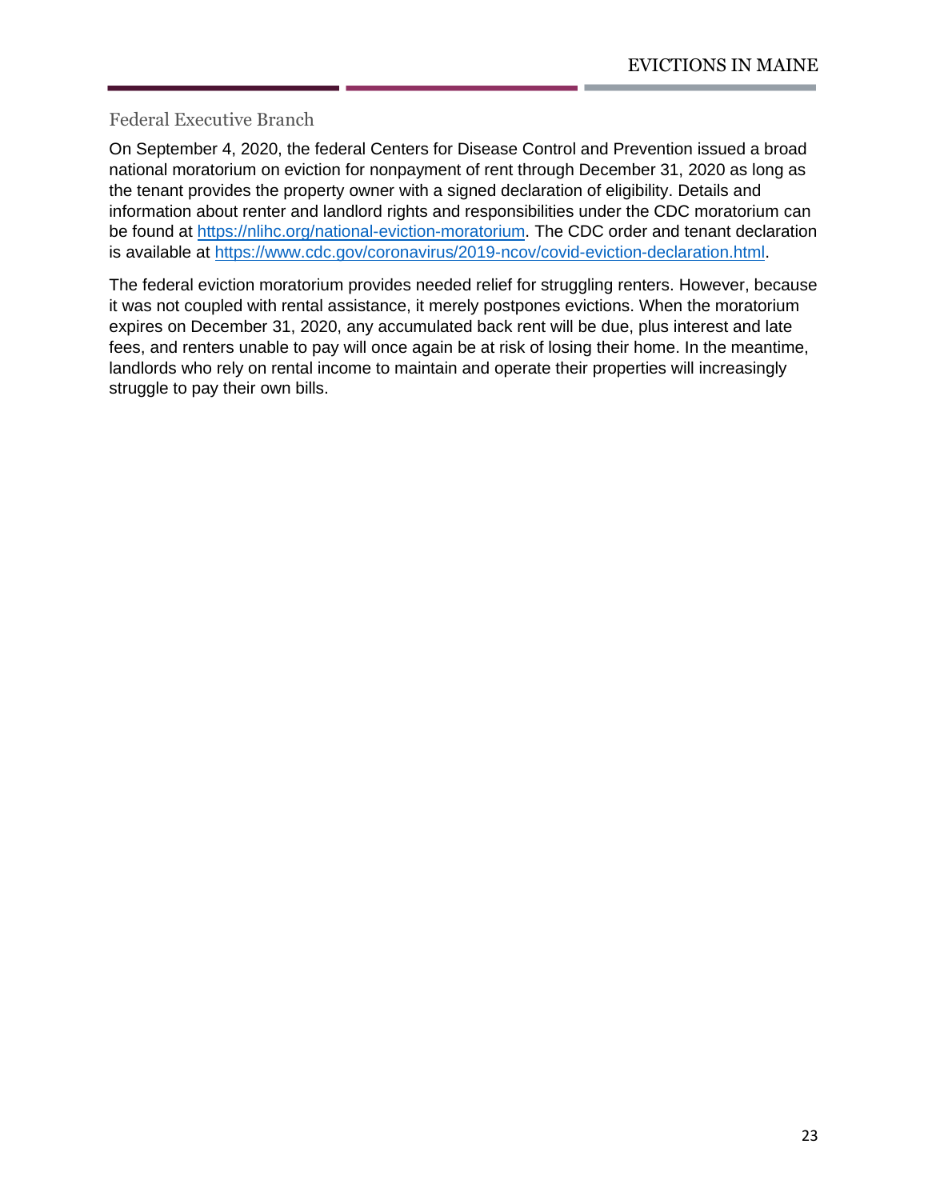## Federal Executive Branch

On September 4, 2020, the federal Centers for Disease Control and Prevention issued a broad national moratorium on eviction for nonpayment of rent through December 31, 2020 as long as the tenant provides the property owner with a signed declaration of eligibility. Details and information about renter and landlord rights and responsibilities under the CDC moratorium can be found at https://nlihc.org/national-eviction-moratorium. The CDC order and tenant declaration is available at https://www.cdc.gov/coronavirus/2019-ncov/covid-eviction-declaration.html.

The federal eviction moratorium provides needed relief for struggling renters. However, because it was not coupled with rental assistance, it merely postpones evictions. When the moratorium expires on December 31, 2020, any accumulated back rent will be due, plus interest and late fees, and renters unable to pay will once again be at risk of losing their home. In the meantime, landlords who rely on rental income to maintain and operate their properties will increasingly struggle to pay their own bills.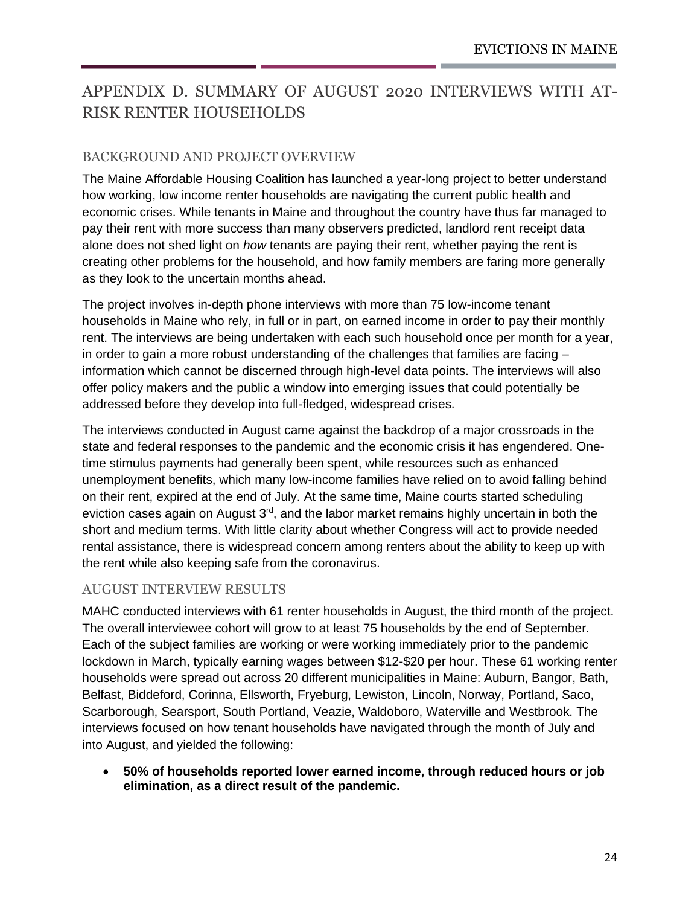# APPENDIX D. SUMMARY OF AUGUST 2020 INTERVIEWS WITH AT-RISK RENTER HOUSEHOLDS

## BACKGROUND AND PROJECT OVERVIEW

The Maine Affordable Housing Coalition has launched a year-long project to better understand how working, low income renter households are navigating the current public health and economic crises. While tenants in Maine and throughout the country have thus far managed to pay their rent with more success than many observers predicted, landlord rent receipt data alone does not shed light on *how* tenants are paying their rent, whether paying the rent is creating other problems for the household, and how family members are faring more generally as they look to the uncertain months ahead.

The project involves in-depth phone interviews with more than 75 low-income tenant households in Maine who rely, in full or in part, on earned income in order to pay their monthly rent. The interviews are being undertaken with each such household once per month for a year, in order to gain a more robust understanding of the challenges that families are facing – information which cannot be discerned through high-level data points. The interviews will also offer policy makers and the public a window into emerging issues that could potentially be addressed before they develop into full-fledged, widespread crises.

The interviews conducted in August came against the backdrop of a major crossroads in the state and federal responses to the pandemic and the economic crisis it has engendered. One-time stimulus payments had generally been spent, while resources such as enhanced unemployment benefits, which many low-income families have relied on to avoid falling behind on their rent, expired at the end of July. At the same time, Maine courts started scheduling eviction cases again on August 3rd, and the labor market remains highly uncertain in both the short and medium terms. With little clarity about whether Congress will act to provide needed rental assistance, there is widespread concern among renters about the ability to keep up with the rent while also keeping safe from the coronavirus.

## AUGUST INTERVIEW RESULTS

MAHC conducted interviews with 61 renter households in August, the third month of the project. The overall interviewee cohort will grow to at least 75 households by the end of September. Each of the subject families are working or were working immediately prior to the pandemic lockdown in March, typically earning wages between $12-$20 per hour. These 61 working renter households were spread out across 20 different municipalities in Maine: Auburn, Bangor, Bath, Belfast, Biddeford, Corinna, Ellsworth, Fryeburg, Lewiston, Lincoln, Norway, Portland, Saco, Scarborough, Searsport, South Portland, Veazie, Waldoboro, Waterville and Westbrook. The interviews focused on how tenant households have navigated through the month of July and into August, and yielded the following:

- **50% of households reported lower earned income, through reduced hours or job elimination, as a direct result of the pandemic.**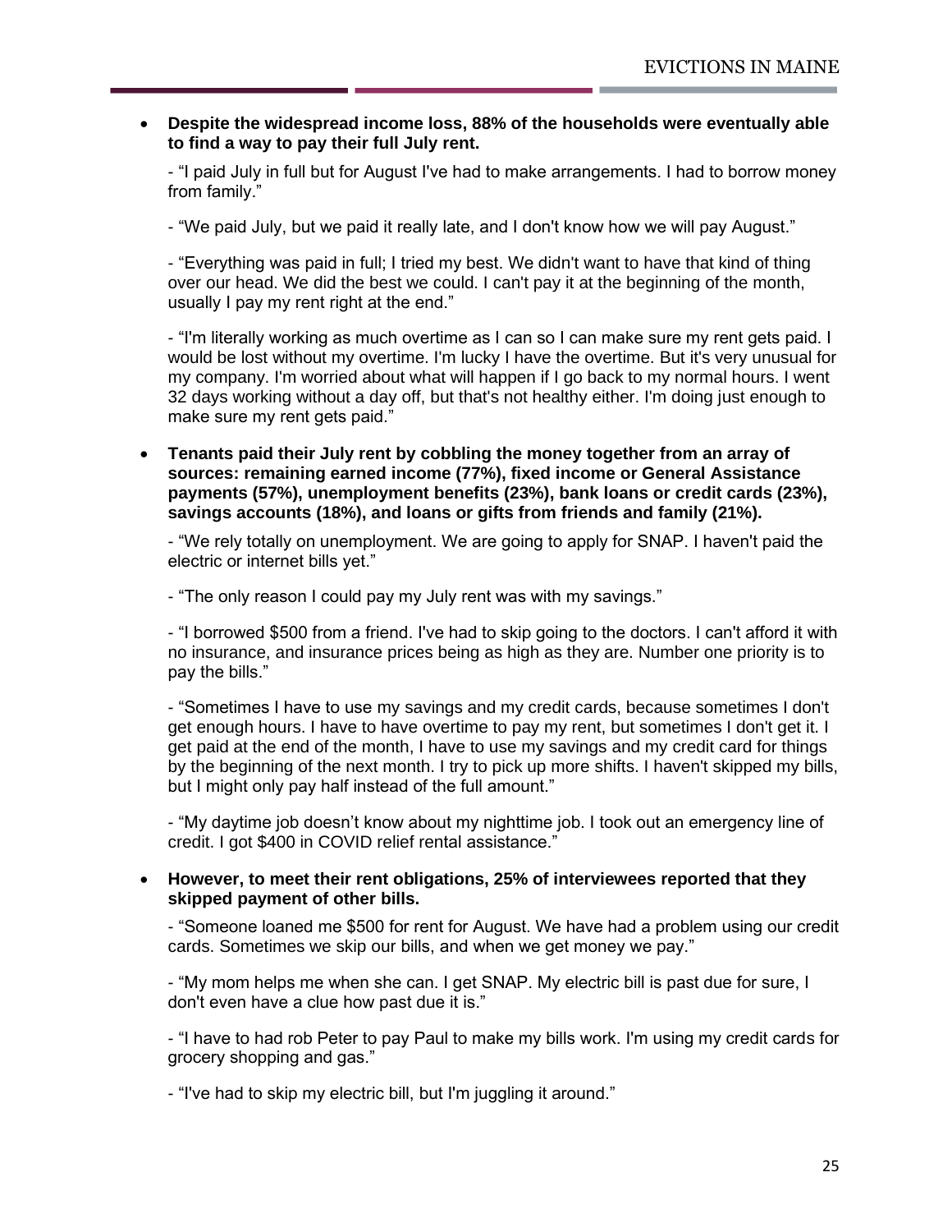- **Despite the widespread income loss, 88% of the households were eventually able to find a way to pay their full July rent.**

  - "I paid July in full but for August I've had to make arrangements. I had to borrow money from family."

  - "We paid July, but we paid it really late, and I don't know how we will pay August."

  - "Everything was paid in full; I tried my best. We didn't want to have that kind of thing over our head. We did the best we could. I can't pay it at the beginning of the month, usually I pay my rent right at the end."

  - "I'm literally working as much overtime as I can so I can make sure my rent gets paid. I would be lost without my overtime. I'm lucky I have the overtime. But it's very unusual for my company. I'm worried about what will happen if I go back to my normal hours. I went 32 days working without a day off, but that's not healthy either. I'm doing just enough to make sure my rent gets paid."

- **Tenants paid their July rent by cobbling the money together from an array of sources: remaining earned income (77%), fixed income or General Assistance payments (57%), unemployment benefits (23%), bank loans or credit cards (23%), savings accounts (18%), and loans or gifts from friends and family (21%).**

  - "We rely totally on unemployment. We are going to apply for SNAP. I haven't paid the electric or internet bills yet."

  - "The only reason I could pay my July rent was with my savings."

  - "I borrowed $500 from a friend. I've had to skip going to the doctors. I can't afford it with no insurance, and insurance prices being as high as they are. Number one priority is to pay the bills."

  - "Sometimes I have to use my savings and my credit cards, because sometimes I don't get enough hours. I have to have overtime to pay my rent, but sometimes I don't get it. I get paid at the end of the month, I have to use my savings and my credit card for things by the beginning of the next month. I try to pick up more shifts. I haven't skipped my bills, but I might only pay half instead of the full amount."

  - "My daytime job doesn't know about my nighttime job. I took out an emergency line of credit. I got $400 in COVID relief rental assistance."

- **However, to meet their rent obligations, 25% of interviewees reported that they skipped payment of other bills.**

  - "Someone loaned me $500 for rent for August. We have had a problem using our credit cards. Sometimes we skip our bills, and when we get money we pay."

  - "My mom helps me when she can. I get SNAP. My electric bill is past due for sure, I don't even have a clue how past due it is."

  - "I have to had rob Peter to pay Paul to make my bills work. I'm using my credit cards for grocery shopping and gas."

  - "I've had to skip my electric bill, but I'm juggling it around."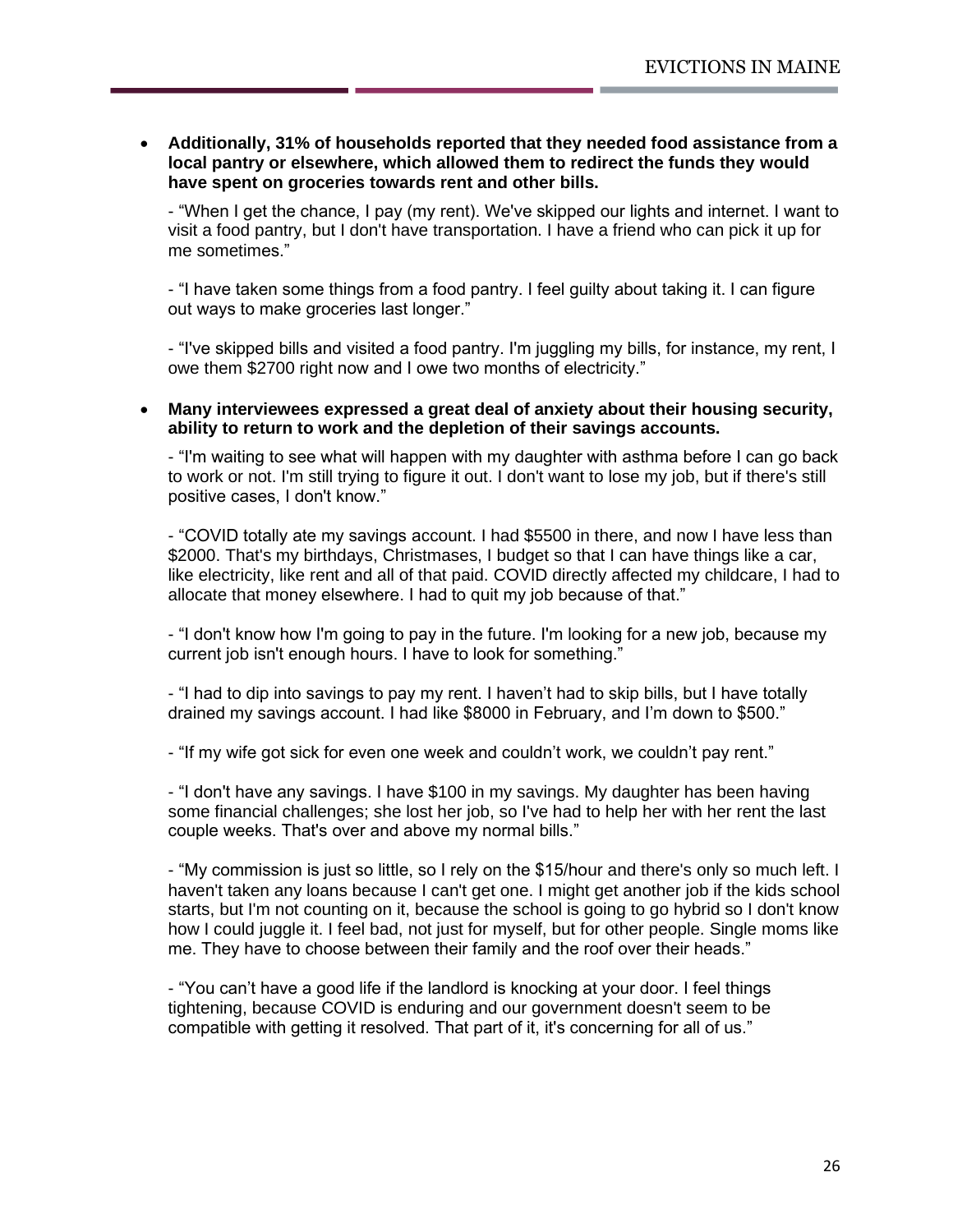- **Additionally, 31% of households reported that they needed food assistance from a local pantry or elsewhere, which allowed them to redirect the funds they would have spent on groceries towards rent and other bills.**

  - "When I get the chance, I pay (my rent). We've skipped our lights and internet. I want to visit a food pantry, but I don't have transportation. I have a friend who can pick it up for me sometimes."

  - "I have taken some things from a food pantry. I feel guilty about taking it. I can figure out ways to make groceries last longer."

  - "I've skipped bills and visited a food pantry. I'm juggling my bills, for instance, my rent, I owe them $2700 right now and I owe two months of electricity."

- **Many interviewees expressed a great deal of anxiety about their housing security, ability to return to work and the depletion of their savings accounts.**

  - "I'm waiting to see what will happen with my daughter with asthma before I can go back to work or not. I'm still trying to figure it out. I don't want to lose my job, but if there's still positive cases, I don't know."

  - "COVID totally ate my savings account. I had $5500 in there, and now I have less than $2000. That's my birthdays, Christmases, I budget so that I can have things like a car, like electricity, like rent and all of that paid. COVID directly affected my childcare, I had to allocate that money elsewhere. I had to quit my job because of that."

  - "I don't know how I'm going to pay in the future. I'm looking for a new job, because my current job isn't enough hours. I have to look for something."

  - "I had to dip into savings to pay my rent. I haven't had to skip bills, but I have totally drained my savings account. I had like $8000 in February, and I'm down to $500."

  - "If my wife got sick for even one week and couldn't work, we couldn't pay rent."

  - "I don't have any savings. I have $100 in my savings. My daughter has been having some financial challenges; she lost her job, so I've had to help her with her rent the last couple weeks. That's over and above my normal bills."

  - "My commission is just so little, so I rely on the $15/hour and there's only so much left. I haven't taken any loans because I can't get one. I might get another job if the kids school starts, but I'm not counting on it, because the school is going to go hybrid so I don't know how I could juggle it. I feel bad, not just for myself, but for other people. Single moms like me. They have to choose between their family and the roof over their heads."

  - "You can't have a good life if the landlord is knocking at your door. I feel things tightening, because COVID is enduring and our government doesn't seem to be compatible with getting it resolved. That part of it, it's concerning for all of us."